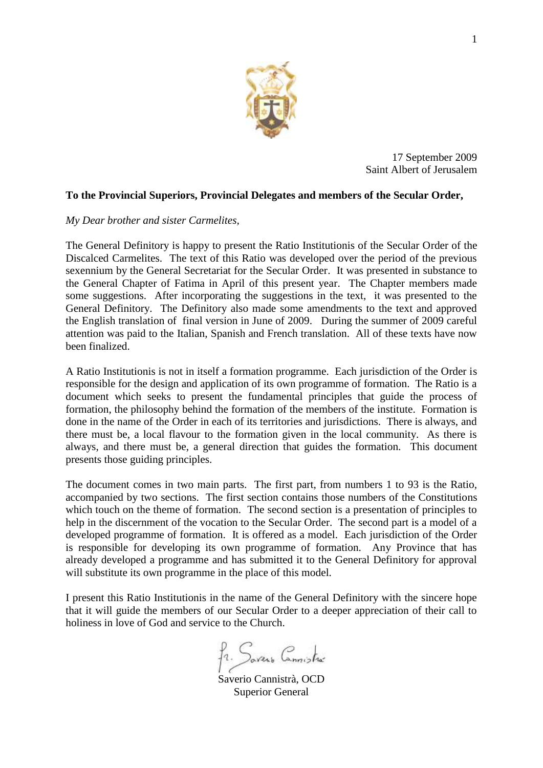17 September 2009
Saint Albert of Jerusalem

**To the Provincial Superiors, Provincial Delegates and members of the Secular Order,**

*My Dear brother and sister Carmelites,*

The General Definitory is happy to present the Ratio Institutionis of the Secular Order of the Discalced Carmelites. The text of this Ratio was developed over the period of the previous sexennium by the General Secretariat for the Secular Order. It was presented in substance to the General Chapter of Fatima in April of this present year. The Chapter members made some suggestions. After incorporating the suggestions in the text, it was presented to the General Definitory. The Definitory also made some amendments to the text and approved the English translation of final version in June of 2009. During the summer of 2009 careful attention was paid to the Italian, Spanish and French translation. All of these texts have now been finalized.

A Ratio Institutionis is not in itself a formation programme. Each jurisdiction of the Order is responsible for the design and application of its own programme of formation. The Ratio is a document which seeks to present the fundamental principles that guide the process of formation, the philosophy behind the formation of the members of the institute. Formation is done in the name of the Order in each of its territories and jurisdictions. There is always, and there must be, a local flavour to the formation given in the local community. As there is always, and there must be, a general direction that guides the formation. This document presents those guiding principles.

The document comes in two main parts. The first part, from numbers 1 to 93 is the Ratio, accompanied by two sections. The first section contains those numbers of the Constitutions which touch on the theme of formation. The second section is a presentation of principles to help in the discernment of the vocation to the Secular Order. The second part is a model of a developed programme of formation. It is offered as a model. Each jurisdiction of the Order is responsible for developing its own programme of formation. Any Province that has already developed a programme and has submitted it to the General Definitory for approval will substitute its own programme in the place of this model.

I present this Ratio Institutionis in the name of the General Definitory with the sincere hope that it will guide the members of our Secular Order to a deeper appreciation of their call to holiness in love of God and service to the Church.

Fr. Saverio Cannistrà

Saverio Cannistrà, OCD
Superior General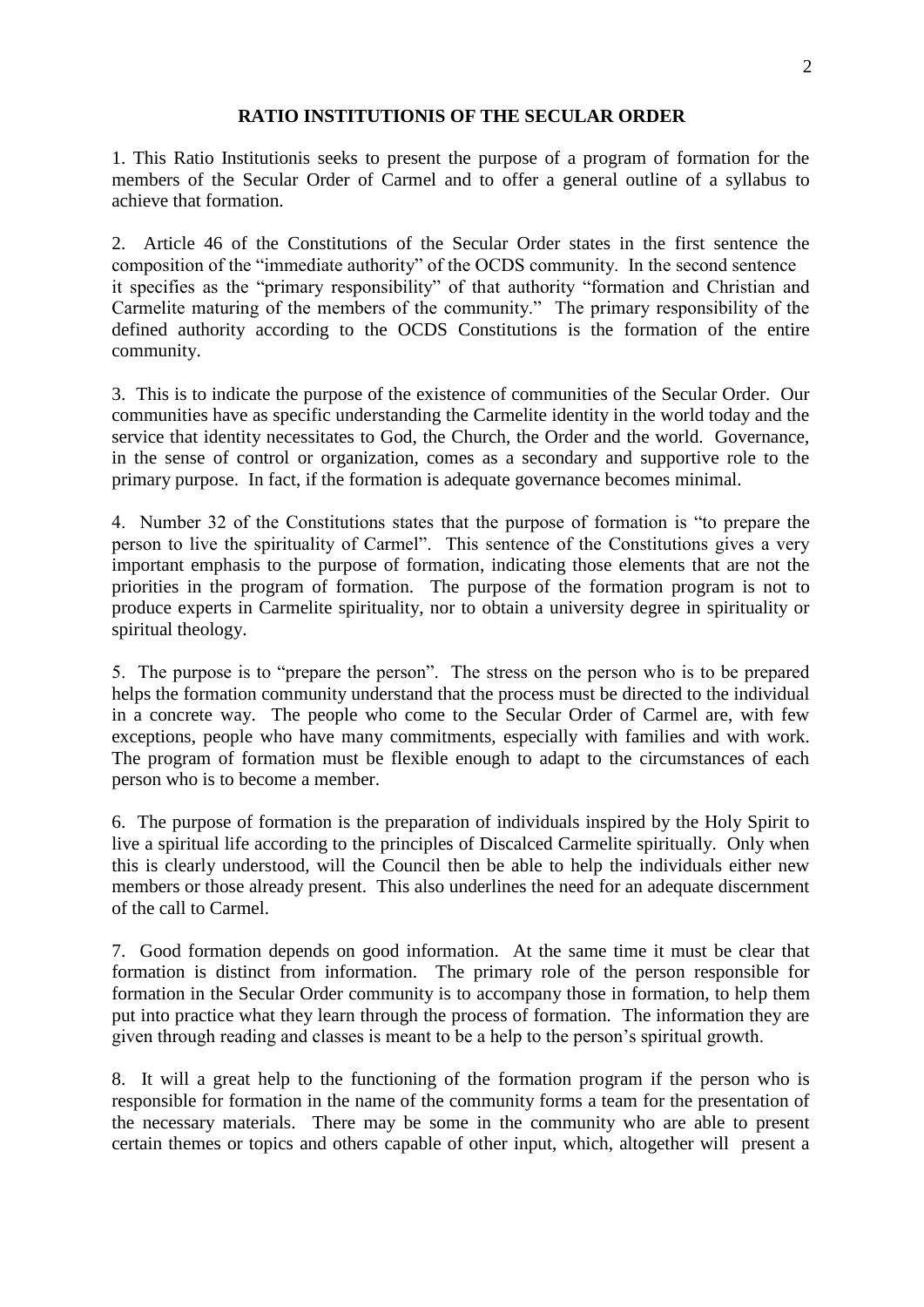## RATIO INSTITUTIONIS OF THE SECULAR ORDER

1. This Ratio Institutionis seeks to present the purpose of a program of formation for the members of the Secular Order of Carmel and to offer a general outline of a syllabus to achieve that formation.

2. Article 46 of the Constitutions of the Secular Order states in the first sentence the composition of the "immediate authority" of the OCDS community. In the second sentence it specifies as the "primary responsibility" of that authority "formation and Christian and Carmelite maturing of the members of the community." The primary responsibility of the defined authority according to the OCDS Constitutions is the formation of the entire community.

3. This is to indicate the purpose of the existence of communities of the Secular Order. Our communities have as specific understanding the Carmelite identity in the world today and the service that identity necessitates to God, the Church, the Order and the world. Governance, in the sense of control or organization, comes as a secondary and supportive role to the primary purpose. In fact, if the formation is adequate governance becomes minimal.

4. Number 32 of the Constitutions states that the purpose of formation is "to prepare the person to live the spirituality of Carmel". This sentence of the Constitutions gives a very important emphasis to the purpose of formation, indicating those elements that are not the priorities in the program of formation. The purpose of the formation program is not to produce experts in Carmelite spirituality, nor to obtain a university degree in spirituality or spiritual theology.

5. The purpose is to "prepare the person". The stress on the person who is to be prepared helps the formation community understand that the process must be directed to the individual in a concrete way. The people who come to the Secular Order of Carmel are, with few exceptions, people who have many commitments, especially with families and with work. The program of formation must be flexible enough to adapt to the circumstances of each person who is to become a member.

6. The purpose of formation is the preparation of individuals inspired by the Holy Spirit to live a spiritual life according to the principles of Discalced Carmelite spiritually. Only when this is clearly understood, will the Council then be able to help the individuals either new members or those already present. This also underlines the need for an adequate discernment of the call to Carmel.

7. Good formation depends on good information. At the same time it must be clear that formation is distinct from information. The primary role of the person responsible for formation in the Secular Order community is to accompany those in formation, to help them put into practice what they learn through the process of formation. The information they are given through reading and classes is meant to be a help to the person's spiritual growth.

8. It will a great help to the functioning of the formation program if the person who is responsible for formation in the name of the community forms a team for the presentation of the necessary materials. There may be some in the community who are able to present certain themes or topics and others capable of other input, which, altogether will present a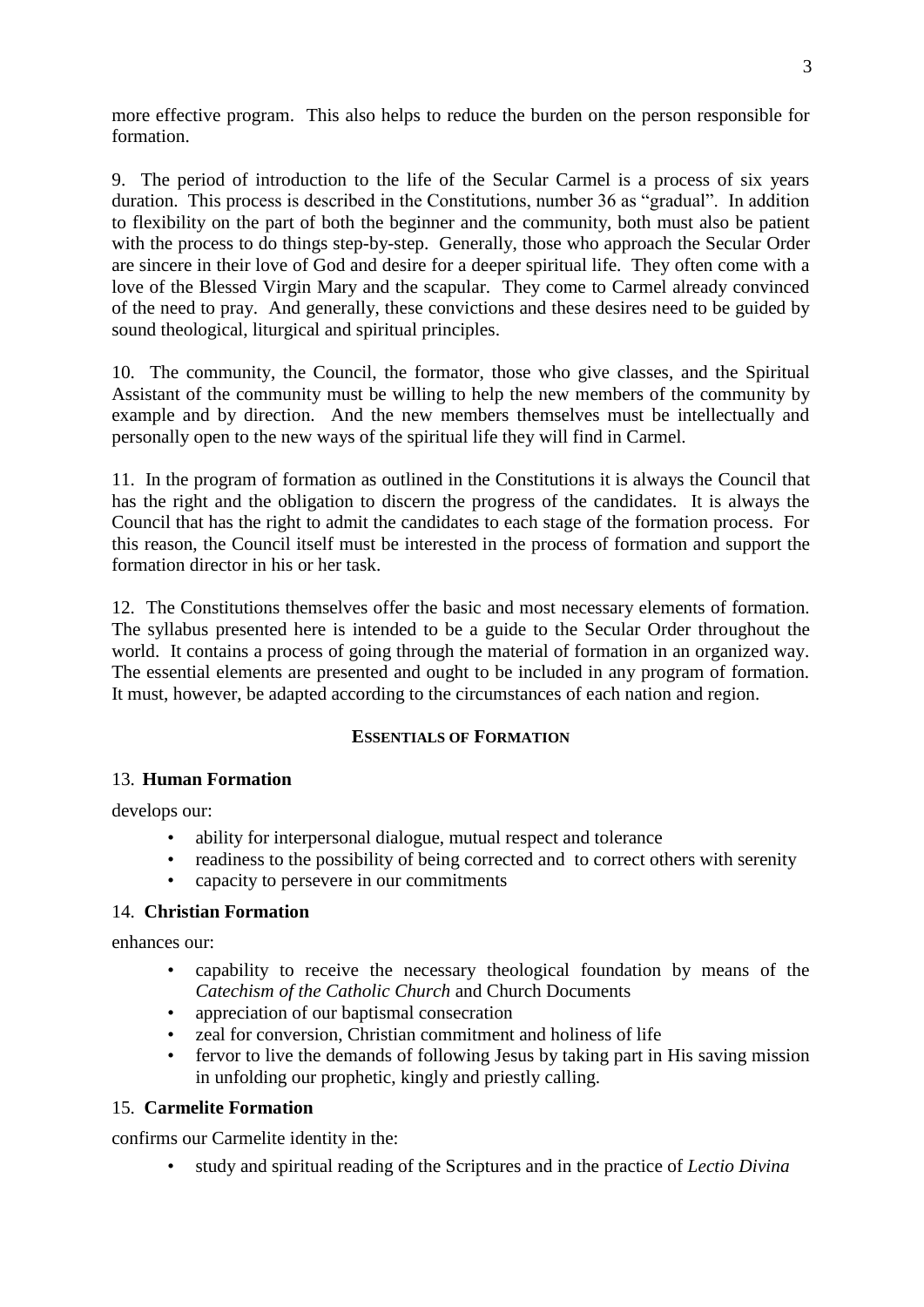more effective program. This also helps to reduce the burden on the person responsible for formation.

9. The period of introduction to the life of the Secular Carmel is a process of six years duration. This process is described in the Constitutions, number 36 as "gradual". In addition to flexibility on the part of both the beginner and the community, both must also be patient with the process to do things step-by-step. Generally, those who approach the Secular Order are sincere in their love of God and desire for a deeper spiritual life. They often come with a love of the Blessed Virgin Mary and the scapular. They come to Carmel already convinced of the need to pray. And generally, these convictions and these desires need to be guided by sound theological, liturgical and spiritual principles.

10. The community, the Council, the formator, those who give classes, and the Spiritual Assistant of the community must be willing to help the new members of the community by example and by direction. And the new members themselves must be intellectually and personally open to the new ways of the spiritual life they will find in Carmel.

11. In the program of formation as outlined in the Constitutions it is always the Council that has the right and the obligation to discern the progress of the candidates. It is always the Council that has the right to admit the candidates to each stage of the formation process. For this reason, the Council itself must be interested in the process of formation and support the formation director in his or her task.

12. The Constitutions themselves offer the basic and most necessary elements of formation. The syllabus presented here is intended to be a guide to the Secular Order throughout the world. It contains a process of going through the material of formation in an organized way. The essential elements are presented and ought to be included in any program of formation. It must, however, be adapted according to the circumstances of each nation and region.

## ESSENTIALS OF FORMATION

13. **Human Formation**

develops our:

- ability for interpersonal dialogue, mutual respect and tolerance
- readiness to the possibility of being corrected and to correct others with serenity
- capacity to persevere in our commitments

14. **Christian Formation**

enhances our:

- capability to receive the necessary theological foundation by means of the *Catechism of the Catholic Church* and Church Documents
- appreciation of our baptismal consecration
- zeal for conversion, Christian commitment and holiness of life
- fervor to live the demands of following Jesus by taking part in His saving mission in unfolding our prophetic, kingly and priestly calling.

15. **Carmelite Formation**

confirms our Carmelite identity in the:

- study and spiritual reading of the Scriptures and in the practice of *Lectio Divina*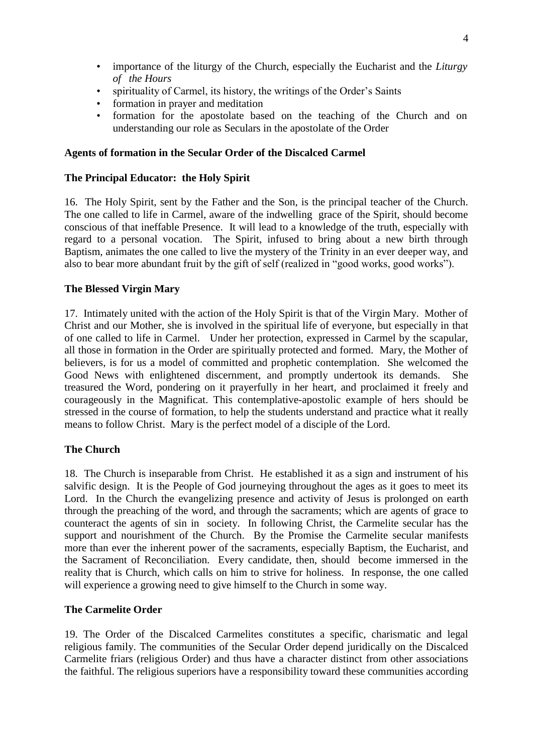- importance of the liturgy of the Church, especially the Eucharist and the *Liturgy of the Hours*
- spirituality of Carmel, its history, the writings of the Order's Saints
- formation in prayer and meditation
- formation for the apostolate based on the teaching of the Church and on understanding our role as Seculars in the apostolate of the Order

**Agents of formation in the Secular Order of the Discalced Carmel**

**The Principal Educator: the Holy Spirit**

16. The Holy Spirit, sent by the Father and the Son, is the principal teacher of the Church. The one called to life in Carmel, aware of the indwelling grace of the Spirit, should become conscious of that ineffable Presence. It will lead to a knowledge of the truth, especially with regard to a personal vocation. The Spirit, infused to bring about a new birth through Baptism, animates the one called to live the mystery of the Trinity in an ever deeper way, and also to bear more abundant fruit by the gift of self (realized in "good works, good works").

**The Blessed Virgin Mary**

17. Intimately united with the action of the Holy Spirit is that of the Virgin Mary. Mother of Christ and our Mother, she is involved in the spiritual life of everyone, but especially in that of one called to life in Carmel. Under her protection, expressed in Carmel by the scapular, all those in formation in the Order are spiritually protected and formed. Mary, the Mother of believers, is for us a model of committed and prophetic contemplation. She welcomed the Good News with enlightened discernment, and promptly undertook its demands. She treasured the Word, pondering on it prayerfully in her heart, and proclaimed it freely and courageously in the Magnificat. This contemplative-apostolic example of hers should be stressed in the course of formation, to help the students understand and practice what it really means to follow Christ. Mary is the perfect model of a disciple of the Lord.

**The Church**

18. The Church is inseparable from Christ. He established it as a sign and instrument of his salvific design. It is the People of God journeying throughout the ages as it goes to meet its Lord. In the Church the evangelizing presence and activity of Jesus is prolonged on earth through the preaching of the word, and through the sacraments; which are agents of grace to counteract the agents of sin in society. In following Christ, the Carmelite secular has the support and nourishment of the Church. By the Promise the Carmelite secular manifests more than ever the inherent power of the sacraments, especially Baptism, the Eucharist, and the Sacrament of Reconciliation. Every candidate, then, should become immersed in the reality that is Church, which calls on him to strive for holiness. In response, the one called will experience a growing need to give himself to the Church in some way.

**The Carmelite Order**

19. The Order of the Discalced Carmelites constitutes a specific, charismatic and legal religious family. The communities of the Secular Order depend juridically on the Discalced Carmelite friars (religious Order) and thus have a character distinct from other associations the faithful. The religious superiors have a responsibility toward these communities according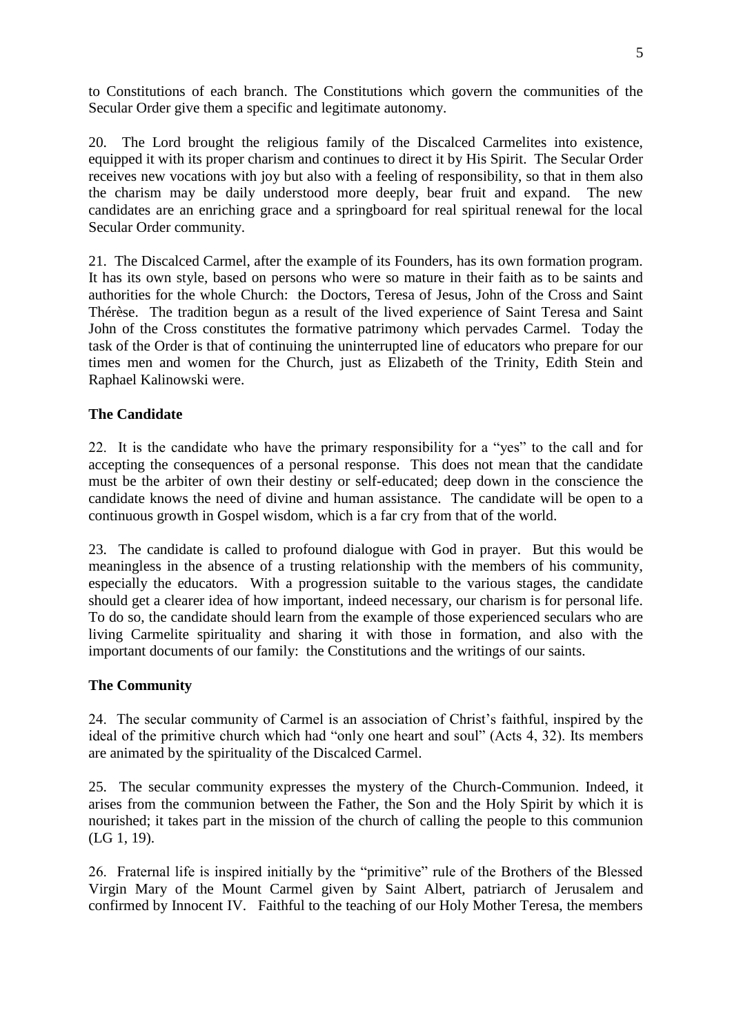to Constitutions of each branch. The Constitutions which govern the communities of the Secular Order give them a specific and legitimate autonomy.

20. The Lord brought the religious family of the Discalced Carmelites into existence, equipped it with its proper charism and continues to direct it by His Spirit. The Secular Order receives new vocations with joy but also with a feeling of responsibility, so that in them also the charism may be daily understood more deeply, bear fruit and expand. The new candidates are an enriching grace and a springboard for real spiritual renewal for the local Secular Order community.

21. The Discalced Carmel, after the example of its Founders, has its own formation program. It has its own style, based on persons who were so mature in their faith as to be saints and authorities for the whole Church: the Doctors, Teresa of Jesus, John of the Cross and Saint Thérèse. The tradition begun as a result of the lived experience of Saint Teresa and Saint John of the Cross constitutes the formative patrimony which pervades Carmel. Today the task of the Order is that of continuing the uninterrupted line of educators who prepare for our times men and women for the Church, just as Elizabeth of the Trinity, Edith Stein and Raphael Kalinowski were.

**The Candidate**

22. It is the candidate who have the primary responsibility for a "yes" to the call and for accepting the consequences of a personal response. This does not mean that the candidate must be the arbiter of own their destiny or self-educated; deep down in the conscience the candidate knows the need of divine and human assistance. The candidate will be open to a continuous growth in Gospel wisdom, which is a far cry from that of the world.

23. The candidate is called to profound dialogue with God in prayer. But this would be meaningless in the absence of a trusting relationship with the members of his community, especially the educators. With a progression suitable to the various stages, the candidate should get a clearer idea of how important, indeed necessary, our charism is for personal life. To do so, the candidate should learn from the example of those experienced seculars who are living Carmelite spirituality and sharing it with those in formation, and also with the important documents of our family: the Constitutions and the writings of our saints.

**The Community**

24. The secular community of Carmel is an association of Christ's faithful, inspired by the ideal of the primitive church which had "only one heart and soul" (Acts 4, 32). Its members are animated by the spirituality of the Discalced Carmel.

25. The secular community expresses the mystery of the Church-Communion. Indeed, it arises from the communion between the Father, the Son and the Holy Spirit by which it is nourished; it takes part in the mission of the church of calling the people to this communion (LG 1, 19).

26. Fraternal life is inspired initially by the "primitive" rule of the Brothers of the Blessed Virgin Mary of the Mount Carmel given by Saint Albert, patriarch of Jerusalem and confirmed by Innocent IV. Faithful to the teaching of our Holy Mother Teresa, the members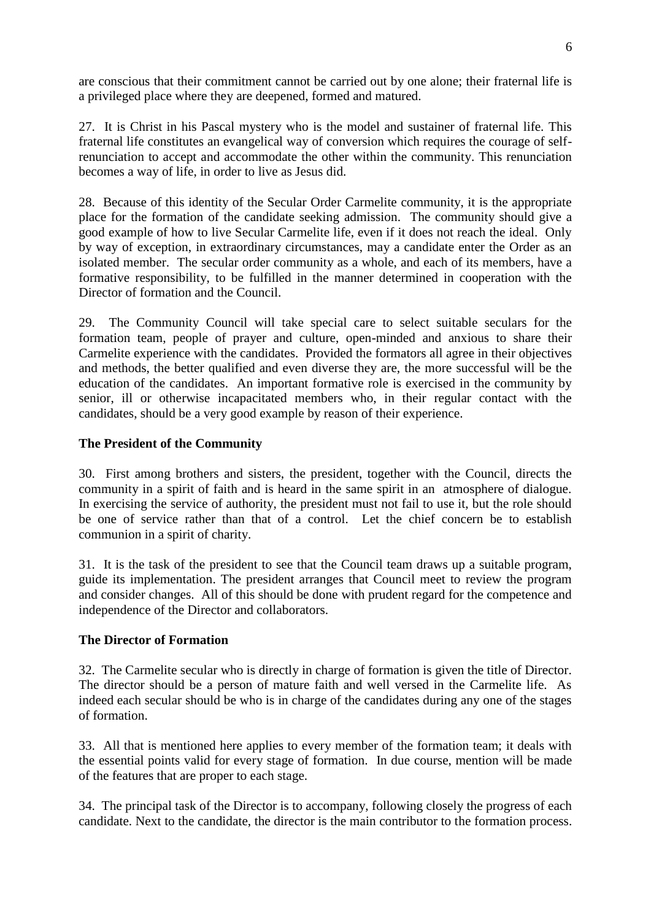are conscious that their commitment cannot be carried out by one alone; their fraternal life is a privileged place where they are deepened, formed and matured.

27. It is Christ in his Pascal mystery who is the model and sustainer of fraternal life. This fraternal life constitutes an evangelical way of conversion which requires the courage of self-renunciation to accept and accommodate the other within the community. This renunciation becomes a way of life, in order to live as Jesus did.

28. Because of this identity of the Secular Order Carmelite community, it is the appropriate place for the formation of the candidate seeking admission. The community should give a good example of how to live Secular Carmelite life, even if it does not reach the ideal. Only by way of exception, in extraordinary circumstances, may a candidate enter the Order as an isolated member. The secular order community as a whole, and each of its members, have a formative responsibility, to be fulfilled in the manner determined in cooperation with the Director of formation and the Council.

29. The Community Council will take special care to select suitable seculars for the formation team, people of prayer and culture, open-minded and anxious to share their Carmelite experience with the candidates. Provided the formators all agree in their objectives and methods, the better qualified and even diverse they are, the more successful will be the education of the candidates. An important formative role is exercised in the community by senior, ill or otherwise incapacitated members who, in their regular contact with the candidates, should be a very good example by reason of their experience.

**The President of the Community**

30. First among brothers and sisters, the president, together with the Council, directs the community in a spirit of faith and is heard in the same spirit in an atmosphere of dialogue. In exercising the service of authority, the president must not fail to use it, but the role should be one of service rather than that of a control. Let the chief concern be to establish communion in a spirit of charity.

31. It is the task of the president to see that the Council team draws up a suitable program, guide its implementation. The president arranges that Council meet to review the program and consider changes. All of this should be done with prudent regard for the competence and independence of the Director and collaborators.

**The Director of Formation**

32. The Carmelite secular who is directly in charge of formation is given the title of Director. The director should be a person of mature faith and well versed in the Carmelite life. As indeed each secular should be who is in charge of the candidates during any one of the stages of formation.

33. All that is mentioned here applies to every member of the formation team; it deals with the essential points valid for every stage of formation. In due course, mention will be made of the features that are proper to each stage.

34. The principal task of the Director is to accompany, following closely the progress of each candidate. Next to the candidate, the director is the main contributor to the formation process.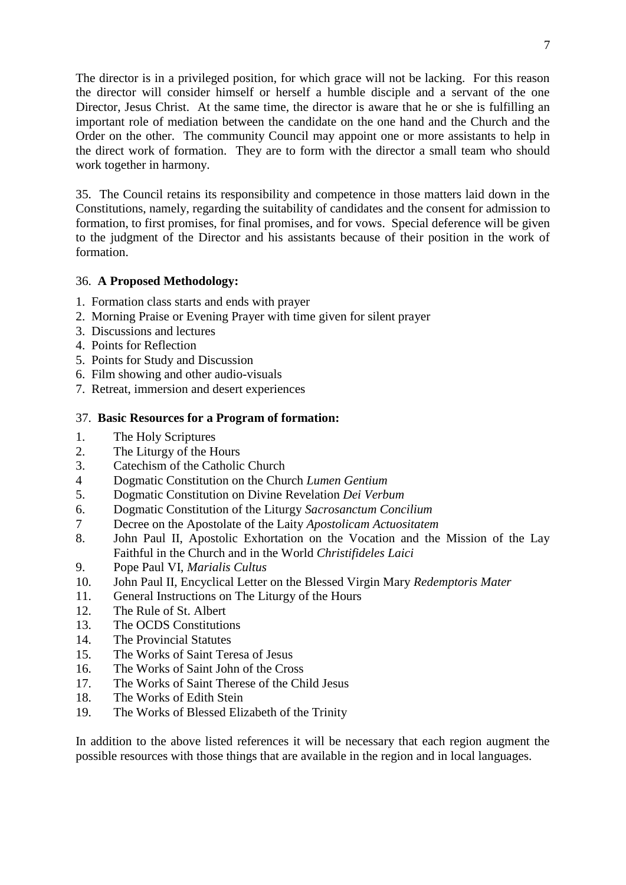The director is in a privileged position, for which grace will not be lacking. For this reason the director will consider himself or herself a humble disciple and a servant of the one Director, Jesus Christ. At the same time, the director is aware that he or she is fulfilling an important role of mediation between the candidate on the one hand and the Church and the Order on the other. The community Council may appoint one or more assistants to help in the direct work of formation. They are to form with the director a small team who should work together in harmony.

35. The Council retains its responsibility and competence in those matters laid down in the Constitutions, namely, regarding the suitability of candidates and the consent for admission to formation, to first promises, for final promises, and for vows. Special deference will be given to the judgment of the Director and his assistants because of their position in the work of formation.

36. **A Proposed Methodology:**

1. Formation class starts and ends with prayer
2. Morning Praise or Evening Prayer with time given for silent prayer
3. Discussions and lectures
4. Points for Reflection
5. Points for Study and Discussion
6. Film showing and other audio-visuals
7. Retreat, immersion and desert experiences

37. **Basic Resources for a Program of formation:**

1. The Holy Scriptures
2. The Liturgy of the Hours
3. Catechism of the Catholic Church
4. Dogmatic Constitution on the Church *Lumen Gentium*
5. Dogmatic Constitution on Divine Revelation *Dei Verbum*
6. Dogmatic Constitution of the Liturgy *Sacrosanctum Concilium*
7. Decree on the Apostolate of the Laity *Apostolicam Actuositatem*
8. John Paul II, Apostolic Exhortation on the Vocation and the Mission of the Lay Faithful in the Church and in the World *Christifideles Laici*
9. Pope Paul VI, *Marialis Cultus*
10. John Paul II, Encyclical Letter on the Blessed Virgin Mary *Redemptoris Mater*
11. General Instructions on The Liturgy of the Hours
12. The Rule of St. Albert
13. The OCDS Constitutions
14. The Provincial Statutes
15. The Works of Saint Teresa of Jesus
16. The Works of Saint John of the Cross
17. The Works of Saint Therese of the Child Jesus
18. The Works of Edith Stein
19. The Works of Blessed Elizabeth of the Trinity

In addition to the above listed references it will be necessary that each region augment the possible resources with those things that are available in the region and in local languages.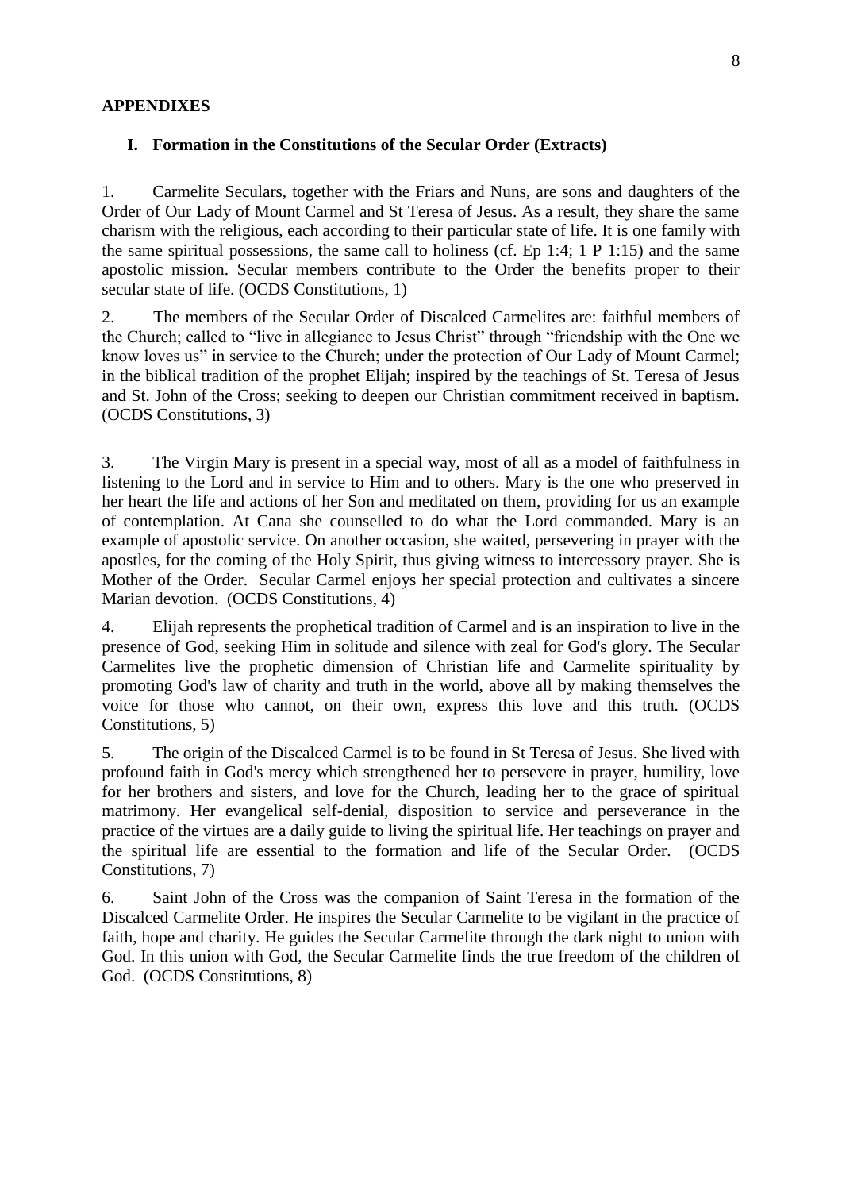## APPENDIXES

### I. Formation in the Constitutions of the Secular Order (Extracts)

1. Carmelite Seculars, together with the Friars and Nuns, are sons and daughters of the Order of Our Lady of Mount Carmel and St Teresa of Jesus. As a result, they share the same charism with the religious, each according to their particular state of life. It is one family with the same spiritual possessions, the same call to holiness (cf. Ep 1:4; 1 P 1:15) and the same apostolic mission. Secular members contribute to the Order the benefits proper to their secular state of life. (OCDS Constitutions, 1)

2. The members of the Secular Order of Discalced Carmelites are: faithful members of the Church; called to "live in allegiance to Jesus Christ" through "friendship with the One we know loves us" in service to the Church; under the protection of Our Lady of Mount Carmel; in the biblical tradition of the prophet Elijah; inspired by the teachings of St. Teresa of Jesus and St. John of the Cross; seeking to deepen our Christian commitment received in baptism. (OCDS Constitutions, 3)

3. The Virgin Mary is present in a special way, most of all as a model of faithfulness in listening to the Lord and in service to Him and to others. Mary is the one who preserved in her heart the life and actions of her Son and meditated on them, providing for us an example of contemplation. At Cana she counselled to do what the Lord commanded. Mary is an example of apostolic service. On another occasion, she waited, persevering in prayer with the apostles, for the coming of the Holy Spirit, thus giving witness to intercessory prayer. She is Mother of the Order. Secular Carmel enjoys her special protection and cultivates a sincere Marian devotion. (OCDS Constitutions, 4)

4. Elijah represents the prophetical tradition of Carmel and is an inspiration to live in the presence of God, seeking Him in solitude and silence with zeal for God's glory. The Secular Carmelites live the prophetic dimension of Christian life and Carmelite spirituality by promoting God's law of charity and truth in the world, above all by making themselves the voice for those who cannot, on their own, express this love and this truth. (OCDS Constitutions, 5)

5. The origin of the Discalced Carmel is to be found in St Teresa of Jesus. She lived with profound faith in God's mercy which strengthened her to persevere in prayer, humility, love for her brothers and sisters, and love for the Church, leading her to the grace of spiritual matrimony. Her evangelical self-denial, disposition to service and perseverance in the practice of the virtues are a daily guide to living the spiritual life. Her teachings on prayer and the spiritual life are essential to the formation and life of the Secular Order. (OCDS Constitutions, 7)

6. Saint John of the Cross was the companion of Saint Teresa in the formation of the Discalced Carmelite Order. He inspires the Secular Carmelite to be vigilant in the practice of faith, hope and charity. He guides the Secular Carmelite through the dark night to union with God. In this union with God, the Secular Carmelite finds the true freedom of the children of God. (OCDS Constitutions, 8)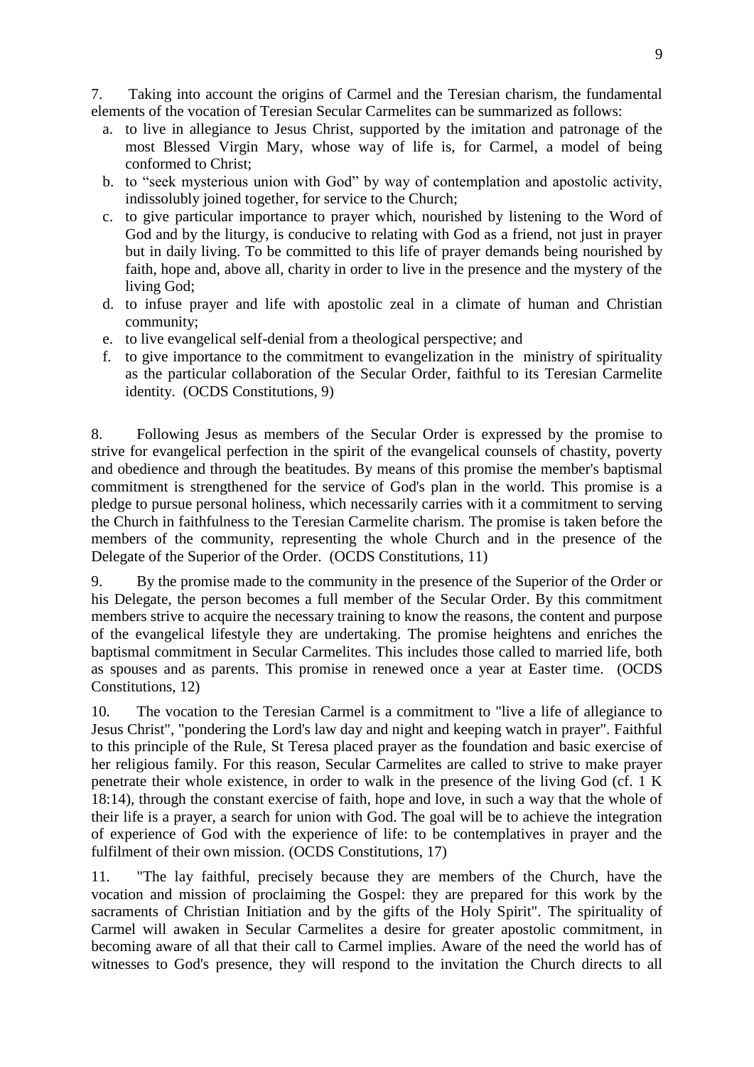7. Taking into account the origins of Carmel and the Teresian charism, the fundamental elements of the vocation of Teresian Secular Carmelites can be summarized as follows:

a. to live in allegiance to Jesus Christ, supported by the imitation and patronage of the most Blessed Virgin Mary, whose way of life is, for Carmel, a model of being conformed to Christ;
b. to "seek mysterious union with God" by way of contemplation and apostolic activity, indissolubly joined together, for service to the Church;
c. to give particular importance to prayer which, nourished by listening to the Word of God and by the liturgy, is conducive to relating with God as a friend, not just in prayer but in daily living. To be committed to this life of prayer demands being nourished by faith, hope and, above all, charity in order to live in the presence and the mystery of the living God;
d. to infuse prayer and life with apostolic zeal in a climate of human and Christian community;
e. to live evangelical self-denial from a theological perspective; and
f. to give importance to the commitment to evangelization in the ministry of spirituality as the particular collaboration of the Secular Order, faithful to its Teresian Carmelite identity. (OCDS Constitutions, 9)

8. Following Jesus as members of the Secular Order is expressed by the promise to strive for evangelical perfection in the spirit of the evangelical counsels of chastity, poverty and obedience and through the beatitudes. By means of this promise the member's baptismal commitment is strengthened for the service of God's plan in the world. This promise is a pledge to pursue personal holiness, which necessarily carries with it a commitment to serving the Church in faithfulness to the Teresian Carmelite charism. The promise is taken before the members of the community, representing the whole Church and in the presence of the Delegate of the Superior of the Order. (OCDS Constitutions, 11)

9. By the promise made to the community in the presence of the Superior of the Order or his Delegate, the person becomes a full member of the Secular Order. By this commitment members strive to acquire the necessary training to know the reasons, the content and purpose of the evangelical lifestyle they are undertaking. The promise heightens and enriches the baptismal commitment in Secular Carmelites. This includes those called to married life, both as spouses and as parents. This promise in renewed once a year at Easter time. (OCDS Constitutions, 12)

10. The vocation to the Teresian Carmel is a commitment to "live a life of allegiance to Jesus Christ", "pondering the Lord's law day and night and keeping watch in prayer". Faithful to this principle of the Rule, St Teresa placed prayer as the foundation and basic exercise of her religious family. For this reason, Secular Carmelites are called to strive to make prayer penetrate their whole existence, in order to walk in the presence of the living God (cf. 1 K 18:14), through the constant exercise of faith, hope and love, in such a way that the whole of their life is a prayer, a search for union with God. The goal will be to achieve the integration of experience of God with the experience of life: to be contemplatives in prayer and the fulfilment of their own mission. (OCDS Constitutions, 17)

11. "The lay faithful, precisely because they are members of the Church, have the vocation and mission of proclaiming the Gospel: they are prepared for this work by the sacraments of Christian Initiation and by the gifts of the Holy Spirit". The spirituality of Carmel will awaken in Secular Carmelites a desire for greater apostolic commitment, in becoming aware of all that their call to Carmel implies. Aware of the need the world has of witnesses to God's presence, they will respond to the invitation the Church directs to all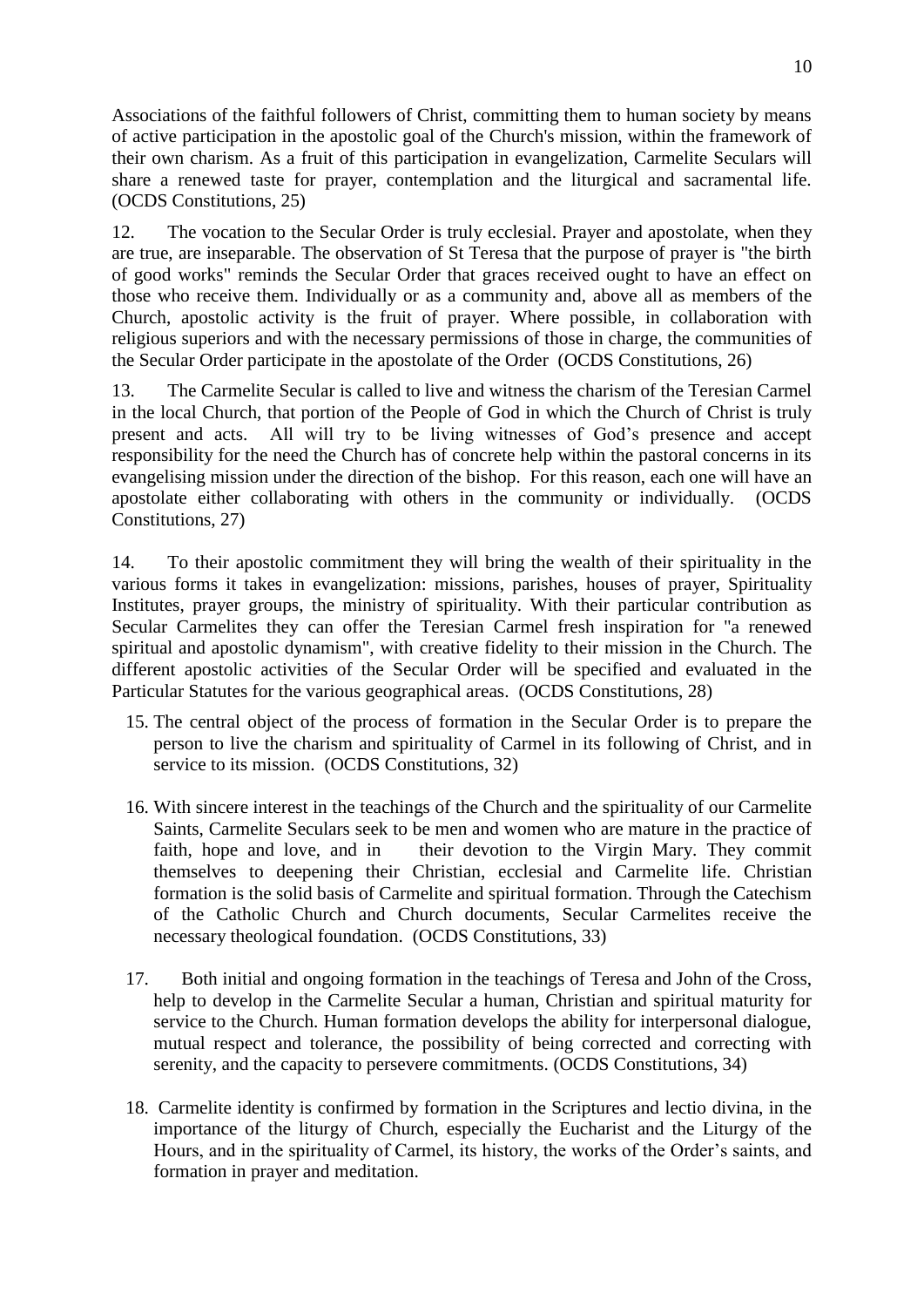Associations of the faithful followers of Christ, committing them to human society by means of active participation in the apostolic goal of the Church's mission, within the framework of their own charism. As a fruit of this participation in evangelization, Carmelite Seculars will share a renewed taste for prayer, contemplation and the liturgical and sacramental life. (OCDS Constitutions, 25)

12. The vocation to the Secular Order is truly ecclesial. Prayer and apostolate, when they are true, are inseparable. The observation of St Teresa that the purpose of prayer is "the birth of good works" reminds the Secular Order that graces received ought to have an effect on those who receive them. Individually or as a community and, above all as members of the Church, apostolic activity is the fruit of prayer. Where possible, in collaboration with religious superiors and with the necessary permissions of those in charge, the communities of the Secular Order participate in the apostolate of the Order (OCDS Constitutions, 26)

13. The Carmelite Secular is called to live and witness the charism of the Teresian Carmel in the local Church, that portion of the People of God in which the Church of Christ is truly present and acts. All will try to be living witnesses of God's presence and accept responsibility for the need the Church has of concrete help within the pastoral concerns in its evangelising mission under the direction of the bishop. For this reason, each one will have an apostolate either collaborating with others in the community or individually. (OCDS Constitutions, 27)

14. To their apostolic commitment they will bring the wealth of their spirituality in the various forms it takes in evangelization: missions, parishes, houses of prayer, Spirituality Institutes, prayer groups, the ministry of spirituality. With their particular contribution as Secular Carmelites they can offer the Teresian Carmel fresh inspiration for "a renewed spiritual and apostolic dynamism", with creative fidelity to their mission in the Church. The different apostolic activities of the Secular Order will be specified and evaluated in the Particular Statutes for the various geographical areas. (OCDS Constitutions, 28)

15. The central object of the process of formation in the Secular Order is to prepare the person to live the charism and spirituality of Carmel in its following of Christ, and in service to its mission. (OCDS Constitutions, 32)

16. With sincere interest in the teachings of the Church and the spirituality of our Carmelite Saints, Carmelite Seculars seek to be men and women who are mature in the practice of faith, hope and love, and in their devotion to the Virgin Mary. They commit themselves to deepening their Christian, ecclesial and Carmelite life. Christian formation is the solid basis of Carmelite and spiritual formation. Through the Catechism of the Catholic Church and Church documents, Secular Carmelites receive the necessary theological foundation. (OCDS Constitutions, 33)

17. Both initial and ongoing formation in the teachings of Teresa and John of the Cross, help to develop in the Carmelite Secular a human, Christian and spiritual maturity for service to the Church. Human formation develops the ability for interpersonal dialogue, mutual respect and tolerance, the possibility of being corrected and correcting with serenity, and the capacity to persevere commitments. (OCDS Constitutions, 34)

18. Carmelite identity is confirmed by formation in the Scriptures and lectio divina, in the importance of the liturgy of Church, especially the Eucharist and the Liturgy of the Hours, and in the spirituality of Carmel, its history, the works of the Order's saints, and formation in prayer and meditation.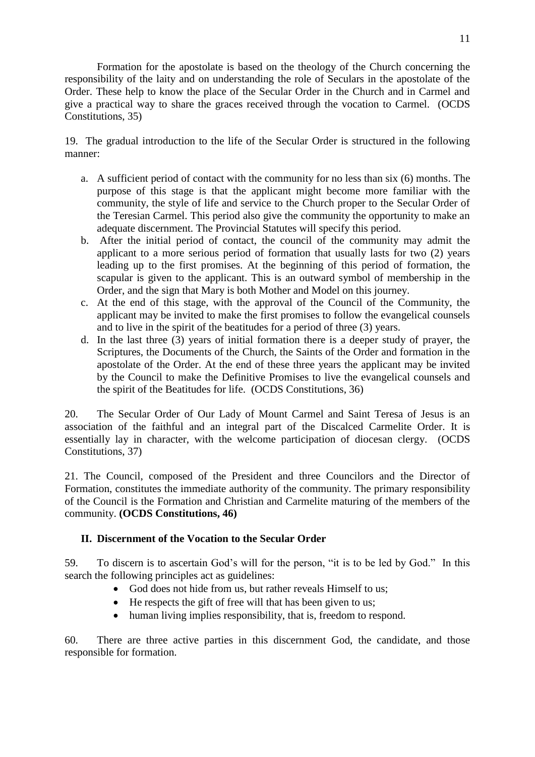Formation for the apostolate is based on the theology of the Church concerning the responsibility of the laity and on understanding the role of Seculars in the apostolate of the Order. These help to know the place of the Secular Order in the Church and in Carmel and give a practical way to share the graces received through the vocation to Carmel. (OCDS Constitutions, 35)

19. The gradual introduction to the life of the Secular Order is structured in the following manner:

a. A sufficient period of contact with the community for no less than six (6) months. The purpose of this stage is that the applicant might become more familiar with the community, the style of life and service to the Church proper to the Secular Order of the Teresian Carmel. This period also give the community the opportunity to make an adequate discernment. The Provincial Statutes will specify this period.
b. After the initial period of contact, the council of the community may admit the applicant to a more serious period of formation that usually lasts for two (2) years leading up to the first promises. At the beginning of this period of formation, the scapular is given to the applicant. This is an outward symbol of membership in the Order, and the sign that Mary is both Mother and Model on this journey.
c. At the end of this stage, with the approval of the Council of the Community, the applicant may be invited to make the first promises to follow the evangelical counsels and to live in the spirit of the beatitudes for a period of three (3) years.
d. In the last three (3) years of initial formation there is a deeper study of prayer, the Scriptures, the Documents of the Church, the Saints of the Order and formation in the apostolate of the Order. At the end of these three years the applicant may be invited by the Council to make the Definitive Promises to live the evangelical counsels and the spirit of the Beatitudes for life. (OCDS Constitutions, 36)

20. The Secular Order of Our Lady of Mount Carmel and Saint Teresa of Jesus is an association of the faithful and an integral part of the Discalced Carmelite Order. It is essentially lay in character, with the welcome participation of diocesan clergy. (OCDS Constitutions, 37)

21. The Council, composed of the President and three Councilors and the Director of Formation, constitutes the immediate authority of the community. The primary responsibility of the Council is the Formation and Christian and Carmelite maturing of the members of the community. **(OCDS Constitutions, 46)**

## II. Discernment of the Vocation to the Secular Order

59. To discern is to ascertain God's will for the person, "it is to be led by God." In this search the following principles act as guidelines:

- God does not hide from us, but rather reveals Himself to us;
- He respects the gift of free will that has been given to us;
- human living implies responsibility, that is, freedom to respond.

60. There are three active parties in this discernment God, the candidate, and those responsible for formation.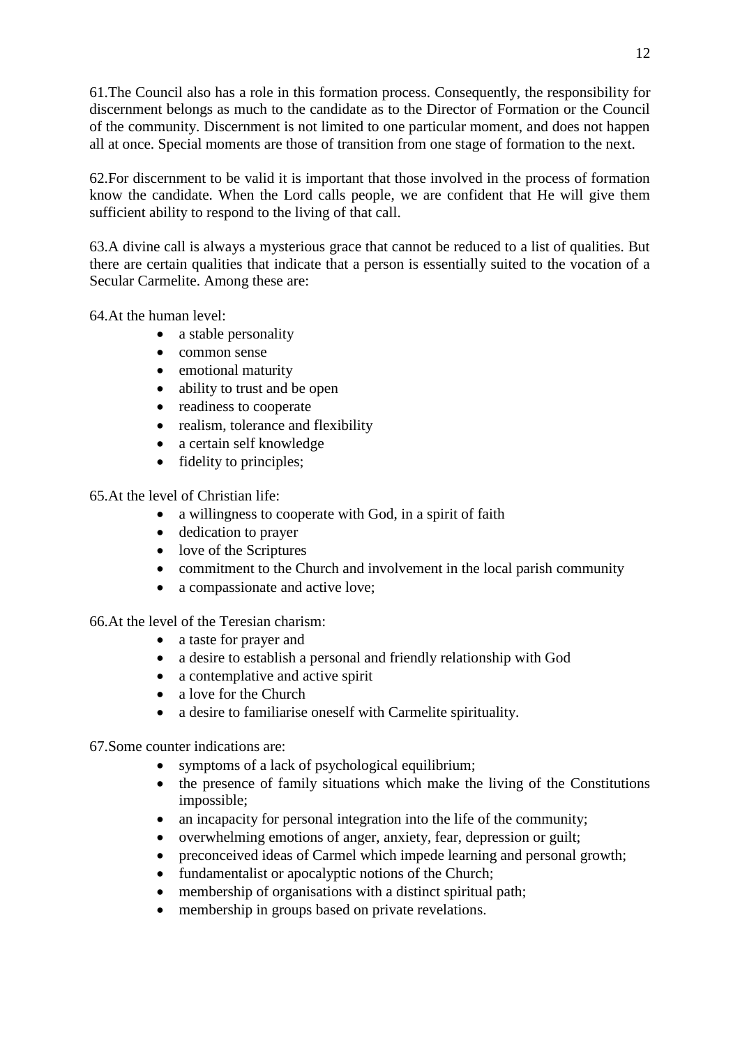61.The Council also has a role in this formation process. Consequently, the responsibility for discernment belongs as much to the candidate as to the Director of Formation or the Council of the community. Discernment is not limited to one particular moment, and does not happen all at once. Special moments are those of transition from one stage of formation to the next.

62.For discernment to be valid it is important that those involved in the process of formation know the candidate. When the Lord calls people, we are confident that He will give them sufficient ability to respond to the living of that call.

63.A divine call is always a mysterious grace that cannot be reduced to a list of qualities. But there are certain qualities that indicate that a person is essentially suited to the vocation of a Secular Carmelite. Among these are:

64.At the human level:

- a stable personality
- common sense
- emotional maturity
- ability to trust and be open
- readiness to cooperate
- realism, tolerance and flexibility
- a certain self knowledge
- fidelity to principles;

65.At the level of Christian life:

- a willingness to cooperate with God, in a spirit of faith
- dedication to prayer
- love of the Scriptures
- commitment to the Church and involvement in the local parish community
- a compassionate and active love;

66.At the level of the Teresian charism:

- a taste for prayer and
- a desire to establish a personal and friendly relationship with God
- a contemplative and active spirit
- a love for the Church
- a desire to familiarise oneself with Carmelite spirituality.

67.Some counter indications are:

- symptoms of a lack of psychological equilibrium;
- the presence of family situations which make the living of the Constitutions impossible;
- an incapacity for personal integration into the life of the community;
- overwhelming emotions of anger, anxiety, fear, depression or guilt;
- preconceived ideas of Carmel which impede learning and personal growth;
- fundamentalist or apocalyptic notions of the Church;
- membership of organisations with a distinct spiritual path;
- membership in groups based on private revelations.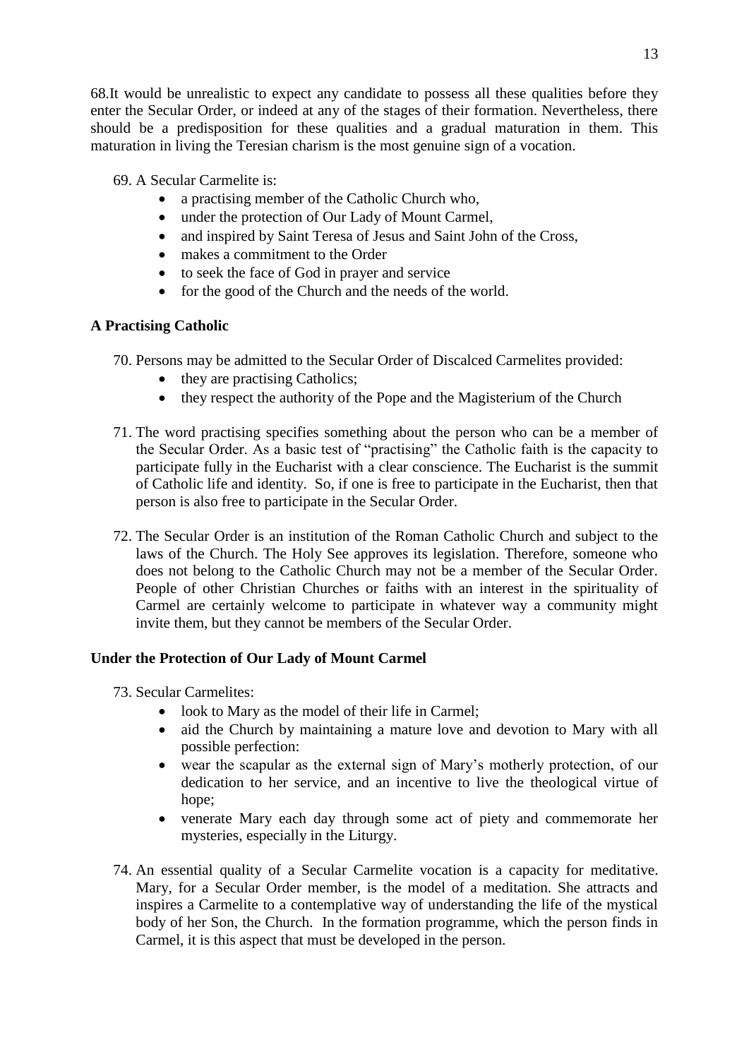68.It would be unrealistic to expect any candidate to possess all these qualities before they enter the Secular Order, or indeed at any of the stages of their formation. Nevertheless, there should be a predisposition for these qualities and a gradual maturation in them. This maturation in living the Teresian charism is the most genuine sign of a vocation.

69. A Secular Carmelite is:

- a practising member of the Catholic Church who,
- under the protection of Our Lady of Mount Carmel,
- and inspired by Saint Teresa of Jesus and Saint John of the Cross,
- makes a commitment to the Order
- to seek the face of God in prayer and service
- for the good of the Church and the needs of the world.

**A Practising Catholic**

70. Persons may be admitted to the Secular Order of Discalced Carmelites provided:
    - they are practising Catholics;
    - they respect the authority of the Pope and the Magisterium of the Church

71. The word practising specifies something about the person who can be a member of the Secular Order. As a basic test of "practising" the Catholic faith is the capacity to participate fully in the Eucharist with a clear conscience. The Eucharist is the summit of Catholic life and identity. So, if one is free to participate in the Eucharist, then that person is also free to participate in the Secular Order.

72. The Secular Order is an institution of the Roman Catholic Church and subject to the laws of the Church. The Holy See approves its legislation. Therefore, someone who does not belong to the Catholic Church may not be a member of the Secular Order. People of other Christian Churches or faiths with an interest in the spirituality of Carmel are certainly welcome to participate in whatever way a community might invite them, but they cannot be members of the Secular Order.

**Under the Protection of Our Lady of Mount Carmel**

73. Secular Carmelites:
    - look to Mary as the model of their life in Carmel;
    - aid the Church by maintaining a mature love and devotion to Mary with all possible perfection:
    - wear the scapular as the external sign of Mary's motherly protection, of our dedication to her service, and an incentive to live the theological virtue of hope;
    - venerate Mary each day through some act of piety and commemorate her mysteries, especially in the Liturgy.

74. An essential quality of a Secular Carmelite vocation is a capacity for meditative. Mary, for a Secular Order member, is the model of a meditation. She attracts and inspires a Carmelite to a contemplative way of understanding the life of the mystical body of her Son, the Church. In the formation programme, which the person finds in Carmel, it is this aspect that must be developed in the person.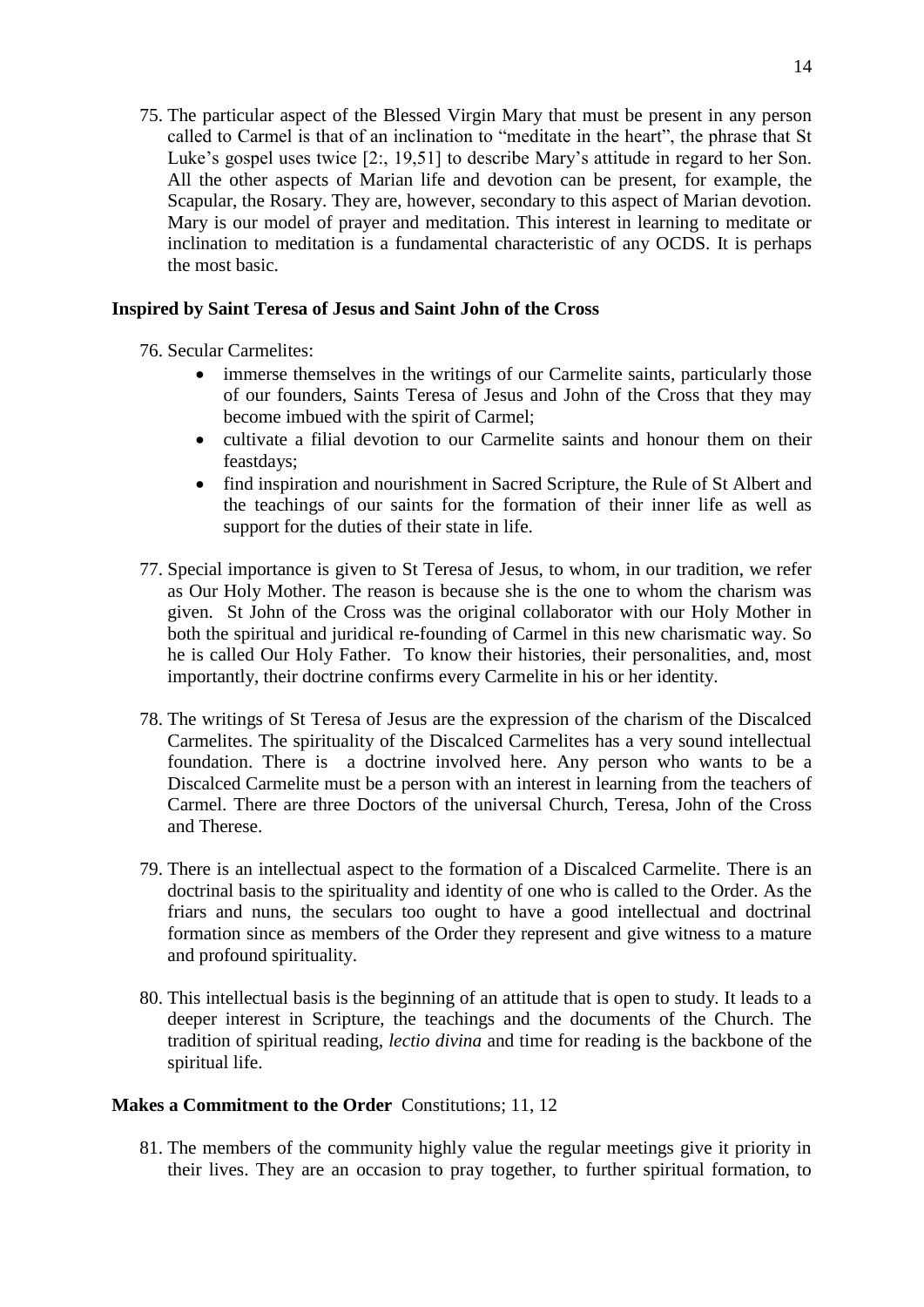75. The particular aspect of the Blessed Virgin Mary that must be present in any person called to Carmel is that of an inclination to "meditate in the heart", the phrase that St Luke's gospel uses twice [2:, 19,51] to describe Mary's attitude in regard to her Son. All the other aspects of Marian life and devotion can be present, for example, the Scapular, the Rosary. They are, however, secondary to this aspect of Marian devotion. Mary is our model of prayer and meditation. This interest in learning to meditate or inclination to meditation is a fundamental characteristic of any OCDS. It is perhaps the most basic.

**Inspired by Saint Teresa of Jesus and Saint John of the Cross**

76. Secular Carmelites:
    - immerse themselves in the writings of our Carmelite saints, particularly those of our founders, Saints Teresa of Jesus and John of the Cross that they may become imbued with the spirit of Carmel;
    - cultivate a filial devotion to our Carmelite saints and honour them on their feastdays;
    - find inspiration and nourishment in Sacred Scripture, the Rule of St Albert and the teachings of our saints for the formation of their inner life as well as support for the duties of their state in life.

77. Special importance is given to St Teresa of Jesus, to whom, in our tradition, we refer as Our Holy Mother. The reason is because she is the one to whom the charism was given. St John of the Cross was the original collaborator with our Holy Mother in both the spiritual and juridical re-founding of Carmel in this new charismatic way. So he is called Our Holy Father. To know their histories, their personalities, and, most importantly, their doctrine confirms every Carmelite in his or her identity.

78. The writings of St Teresa of Jesus are the expression of the charism of the Discalced Carmelites. The spirituality of the Discalced Carmelites has a very sound intellectual foundation. There is a doctrine involved here. Any person who wants to be a Discalced Carmelite must be a person with an interest in learning from the teachers of Carmel. There are three Doctors of the universal Church, Teresa, John of the Cross and Therese.

79. There is an intellectual aspect to the formation of a Discalced Carmelite. There is an doctrinal basis to the spirituality and identity of one who is called to the Order. As the friars and nuns, the seculars too ought to have a good intellectual and doctrinal formation since as members of the Order they represent and give witness to a mature and profound spirituality.

80. This intellectual basis is the beginning of an attitude that is open to study. It leads to a deeper interest in Scripture, the teachings and the documents of the Church. The tradition of spiritual reading, *lectio divina* and time for reading is the backbone of the spiritual life.

**Makes a Commitment to the Order** Constitutions; 11, 12

81. The members of the community highly value the regular meetings give it priority in their lives. They are an occasion to pray together, to further spiritual formation, to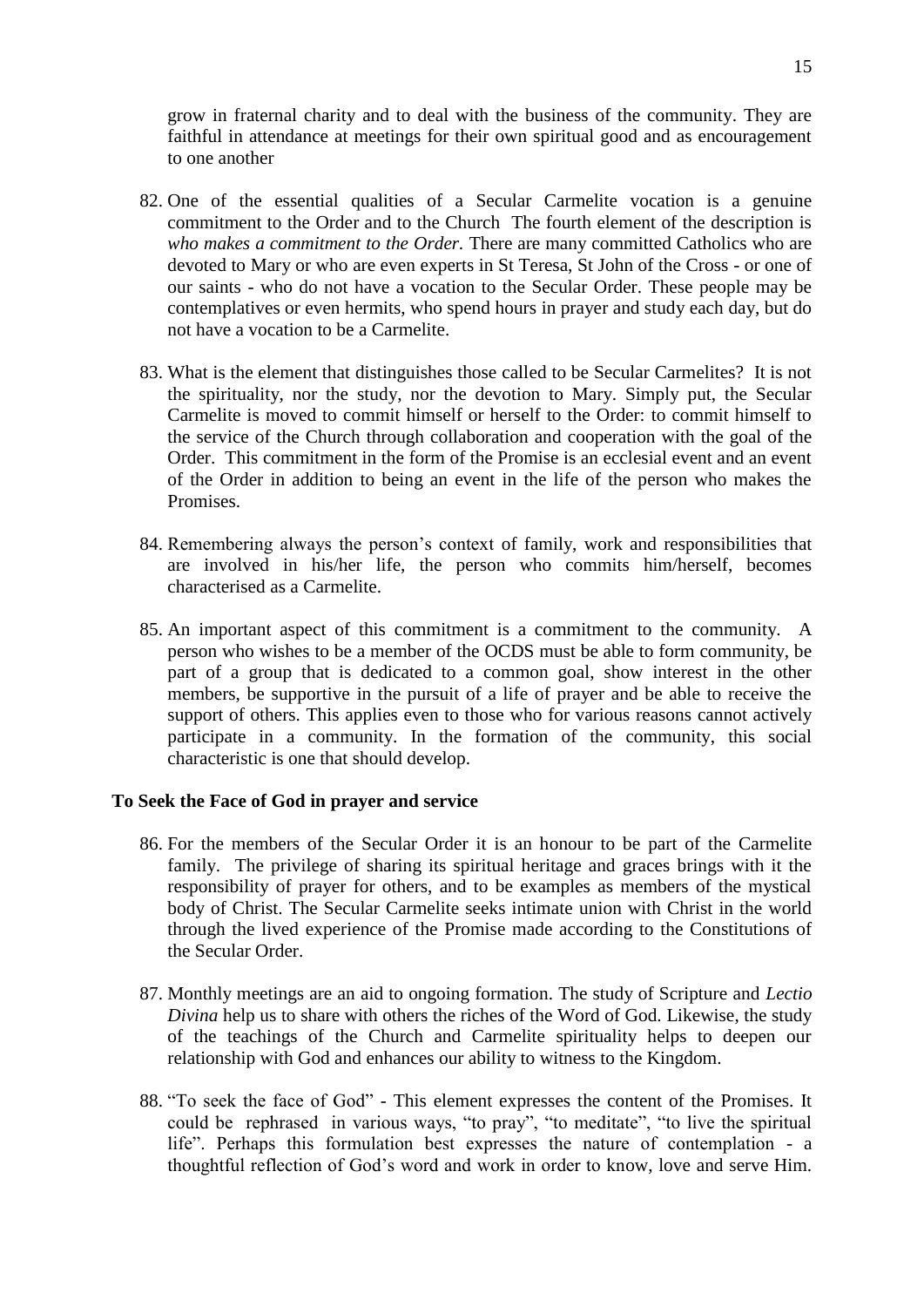grow in fraternal charity and to deal with the business of the community. They are faithful in attendance at meetings for their own spiritual good and as encouragement to one another

82. One of the essential qualities of a Secular Carmelite vocation is a genuine commitment to the Order and to the Church The fourth element of the description is *who makes a commitment to the Order.* There are many committed Catholics who are devoted to Mary or who are even experts in St Teresa, St John of the Cross - or one of our saints - who do not have a vocation to the Secular Order. These people may be contemplatives or even hermits, who spend hours in prayer and study each day, but do not have a vocation to be a Carmelite.

83. What is the element that distinguishes those called to be Secular Carmelites? It is not the spirituality, nor the study, nor the devotion to Mary. Simply put, the Secular Carmelite is moved to commit himself or herself to the Order: to commit himself to the service of the Church through collaboration and cooperation with the goal of the Order. This commitment in the form of the Promise is an ecclesial event and an event of the Order in addition to being an event in the life of the person who makes the Promises.

84. Remembering always the person's context of family, work and responsibilities that are involved in his/her life, the person who commits him/herself, becomes characterised as a Carmelite.

85. An important aspect of this commitment is a commitment to the community. A person who wishes to be a member of the OCDS must be able to form community, be part of a group that is dedicated to a common goal, show interest in the other members, be supportive in the pursuit of a life of prayer and be able to receive the support of others. This applies even to those who for various reasons cannot actively participate in a community. In the formation of the community, this social characteristic is one that should develop.

**To Seek the Face of God in prayer and service**

86. For the members of the Secular Order it is an honour to be part of the Carmelite family. The privilege of sharing its spiritual heritage and graces brings with it the responsibility of prayer for others, and to be examples as members of the mystical body of Christ. The Secular Carmelite seeks intimate union with Christ in the world through the lived experience of the Promise made according to the Constitutions of the Secular Order.

87. Monthly meetings are an aid to ongoing formation. The study of Scripture and *Lectio Divina* help us to share with others the riches of the Word of God. Likewise, the study of the teachings of the Church and Carmelite spirituality helps to deepen our relationship with God and enhances our ability to witness to the Kingdom.

88. "To seek the face of God" - This element expresses the content of the Promises. It could be rephrased in various ways, "to pray", "to meditate", "to live the spiritual life". Perhaps this formulation best expresses the nature of contemplation - a thoughtful reflection of God's word and work in order to know, love and serve Him.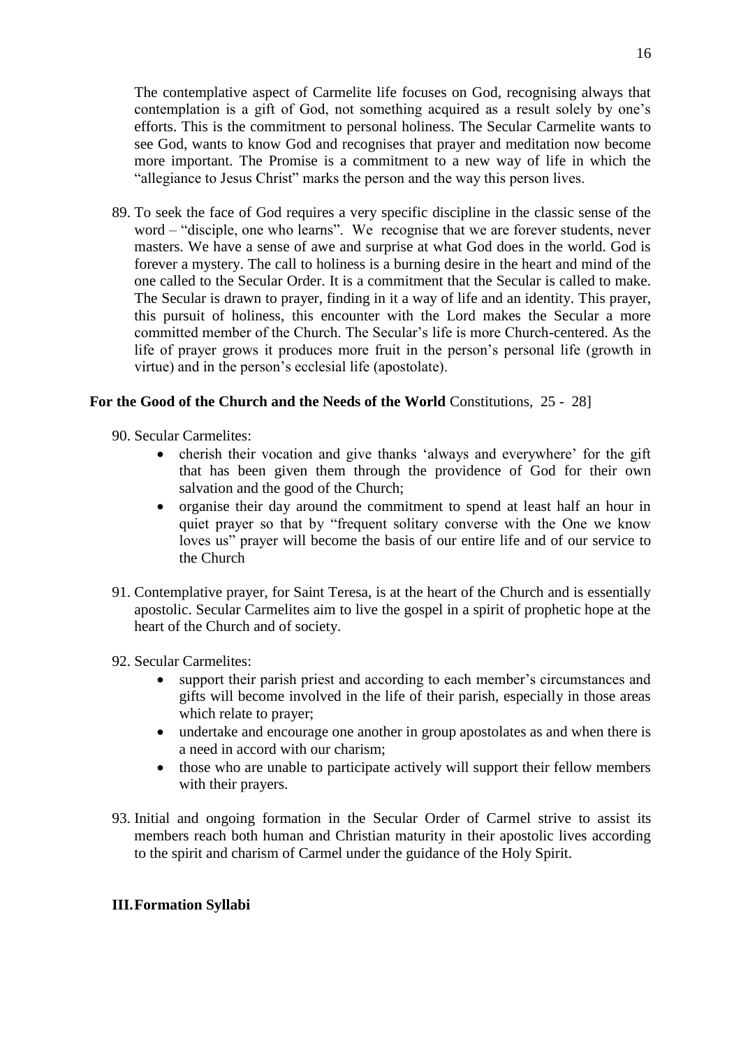The contemplative aspect of Carmelite life focuses on God, recognising always that contemplation is a gift of God, not something acquired as a result solely by one's efforts. This is the commitment to personal holiness. The Secular Carmelite wants to see God, wants to know God and recognises that prayer and meditation now become more important. The Promise is a commitment to a new way of life in which the "allegiance to Jesus Christ" marks the person and the way this person lives.

89. To seek the face of God requires a very specific discipline in the classic sense of the word – "disciple, one who learns". We recognise that we are forever students, never masters. We have a sense of awe and surprise at what God does in the world. God is forever a mystery. The call to holiness is a burning desire in the heart and mind of the one called to the Secular Order. It is a commitment that the Secular is called to make. The Secular is drawn to prayer, finding in it a way of life and an identity. This prayer, this pursuit of holiness, this encounter with the Lord makes the Secular a more committed member of the Church. The Secular's life is more Church-centered. As the life of prayer grows it produces more fruit in the person's personal life (growth in virtue) and in the person's ecclesial life (apostolate).

**For the Good of the Church and the Needs of the World** Constitutions, 25 - 28]

90. Secular Carmelites:
    - cherish their vocation and give thanks 'always and everywhere' for the gift that has been given them through the providence of God for their own salvation and the good of the Church;
    - organise their day around the commitment to spend at least half an hour in quiet prayer so that by "frequent solitary converse with the One we know loves us" prayer will become the basis of our entire life and of our service to the Church

91. Contemplative prayer, for Saint Teresa, is at the heart of the Church and is essentially apostolic. Secular Carmelites aim to live the gospel in a spirit of prophetic hope at the heart of the Church and of society.

92. Secular Carmelites:
    - support their parish priest and according to each member's circumstances and gifts will become involved in the life of their parish, especially in those areas which relate to prayer;
    - undertake and encourage one another in group apostolates as and when there is a need in accord with our charism;
    - those who are unable to participate actively will support their fellow members with their prayers.

93. Initial and ongoing formation in the Secular Order of Carmel strive to assist its members reach both human and Christian maturity in their apostolic lives according to the spirit and charism of Carmel under the guidance of the Holy Spirit.

## III. Formation Syllabi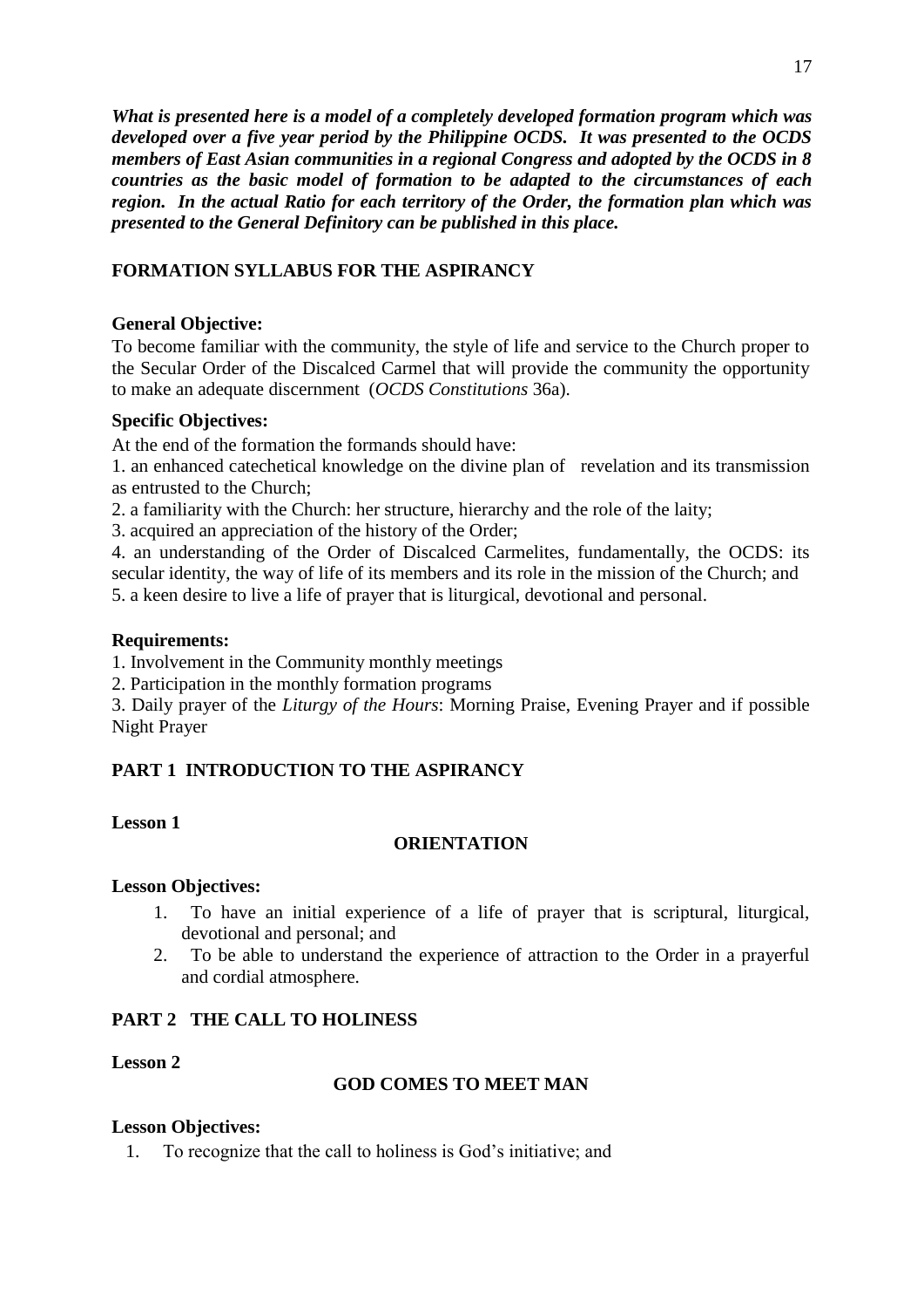***What is presented here is a model of a completely developed formation program which was developed over a five year period by the Philippine OCDS. It was presented to the OCDS members of East Asian communities in a regional Congress and adopted by the OCDS in 8 countries as the basic model of formation to be adapted to the circumstances of each region. In the actual Ratio for each territory of the Order, the formation plan which was presented to the General Definitory can be published in this place.***

## FORMATION SYLLABUS FOR THE ASPIRANCY

**General Objective:**
To become familiar with the community, the style of life and service to the Church proper to the Secular Order of the Discalced Carmel that will provide the community the opportunity to make an adequate discernment (*OCDS Constitutions* 36a).

**Specific Objectives:**
At the end of the formation the formands should have:

1. an enhanced catechetical knowledge on the divine plan of revelation and its transmission as entrusted to the Church;
2. a familiarity with the Church: her structure, hierarchy and the role of the laity;
3. acquired an appreciation of the history of the Order;
4. an understanding of the Order of Discalced Carmelites, fundamentally, the OCDS: its secular identity, the way of life of its members and its role in the mission of the Church; and
5. a keen desire to live a life of prayer that is liturgical, devotional and personal.

**Requirements:**

1. Involvement in the Community monthly meetings
2. Participation in the monthly formation programs
3. Daily prayer of the *Liturgy of the Hours*: Morning Praise, Evening Prayer and if possible Night Prayer

## PART 1 INTRODUCTION TO THE ASPIRANCY

**Lesson 1**

### ORIENTATION

**Lesson Objectives:**

1. To have an initial experience of a life of prayer that is scriptural, liturgical, devotional and personal; and
2. To be able to understand the experience of attraction to the Order in a prayerful and cordial atmosphere.

## PART 2 THE CALL TO HOLINESS

**Lesson 2**

### GOD COMES TO MEET MAN

**Lesson Objectives:**

1. To recognize that the call to holiness is God's initiative; and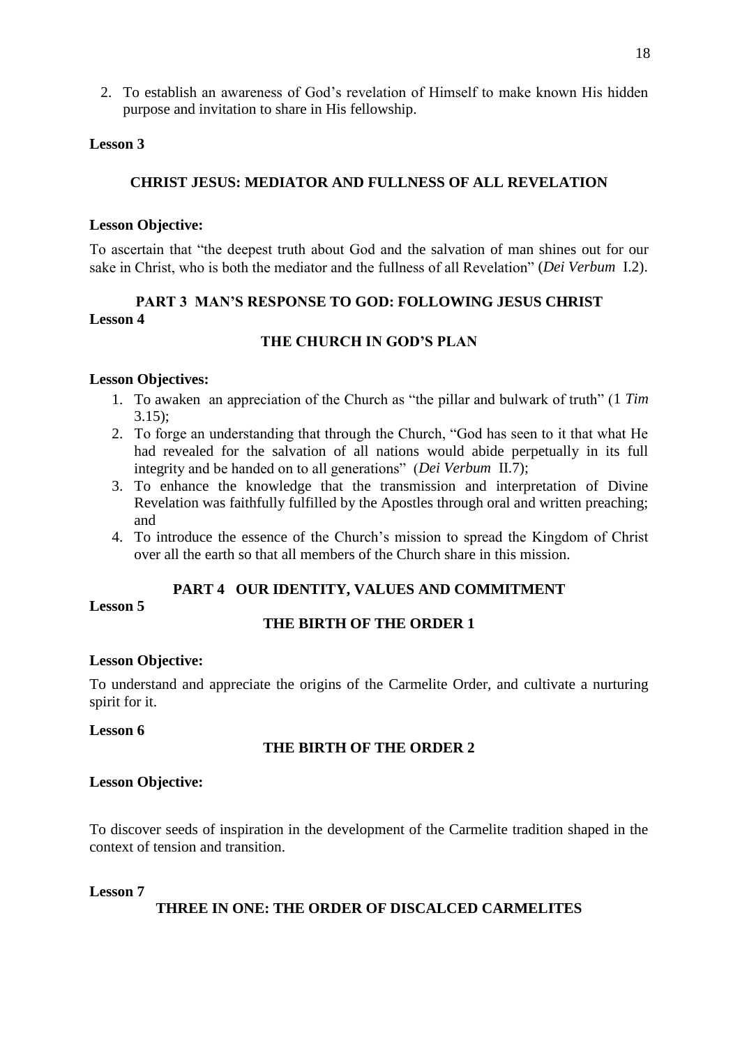2. To establish an awareness of God's revelation of Himself to make known His hidden purpose and invitation to share in His fellowship.

**Lesson 3**

### CHRIST JESUS: MEDIATOR AND FULLNESS OF ALL REVELATION

**Lesson Objective:**

To ascertain that "the deepest truth about God and the salvation of man shines out for our sake in Christ, who is both the mediator and the fullness of all Revelation" (*Dei Verbum* I.2).

## PART 3 MAN'S RESPONSE TO GOD: FOLLOWING JESUS CHRIST

**Lesson 4**

### THE CHURCH IN GOD'S PLAN

**Lesson Objectives:**

1. To awaken an appreciation of the Church as "the pillar and bulwark of truth" (1 *Tim* 3.15);
2. To forge an understanding that through the Church, "God has seen to it that what He had revealed for the salvation of all nations would abide perpetually in its full integrity and be handed on to all generations" (*Dei Verbum* II.7);
3. To enhance the knowledge that the transmission and interpretation of Divine Revelation was faithfully fulfilled by the Apostles through oral and written preaching; and
4. To introduce the essence of the Church's mission to spread the Kingdom of Christ over all the earth so that all members of the Church share in this mission.

## PART 4 OUR IDENTITY, VALUES AND COMMITMENT

**Lesson 5**

### THE BIRTH OF THE ORDER 1

**Lesson Objective:**

To understand and appreciate the origins of the Carmelite Order, and cultivate a nurturing spirit for it.

**Lesson 6**

### THE BIRTH OF THE ORDER 2

**Lesson Objective:**

To discover seeds of inspiration in the development of the Carmelite tradition shaped in the context of tension and transition.

**Lesson 7**

### THREE IN ONE: THE ORDER OF DISCALCED CARMELITES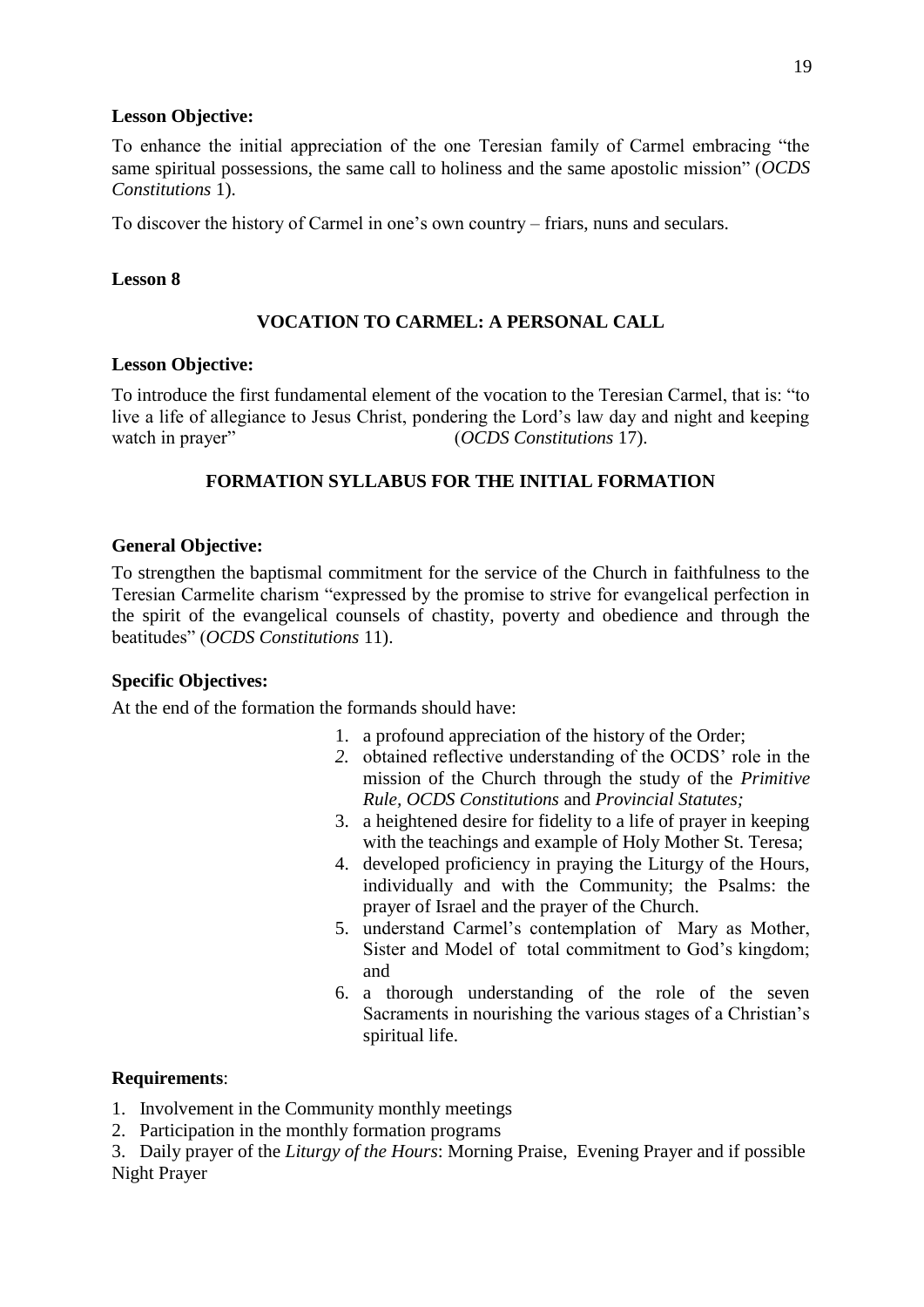**Lesson Objective:**

To enhance the initial appreciation of the one Teresian family of Carmel embracing "the same spiritual possessions, the same call to holiness and the same apostolic mission" (*OCDS Constitutions* 1).

To discover the history of Carmel in one's own country – friars, nuns and seculars.

**Lesson 8**

**VOCATION TO CARMEL: A PERSONAL CALL**

**Lesson Objective:**

To introduce the first fundamental element of the vocation to the Teresian Carmel, that is: "to live a life of allegiance to Jesus Christ, pondering the Lord's law day and night and keeping watch in prayer" (*OCDS Constitutions* 17).

**FORMATION SYLLABUS FOR THE INITIAL FORMATION**

**General Objective:**

To strengthen the baptismal commitment for the service of the Church in faithfulness to the Teresian Carmelite charism "expressed by the promise to strive for evangelical perfection in the spirit of the evangelical counsels of chastity, poverty and obedience and through the beatitudes" (*OCDS Constitutions* 11).

**Specific Objectives:**

At the end of the formation the formands should have:

1. a profound appreciation of the history of the Order;
2. obtained reflective understanding of the OCDS' role in the mission of the Church through the study of the *Primitive Rule*, *OCDS Constitutions* and *Provincial Statutes;*
3. a heightened desire for fidelity to a life of prayer in keeping with the teachings and example of Holy Mother St. Teresa;
4. developed proficiency in praying the Liturgy of the Hours, individually and with the Community; the Psalms: the prayer of Israel and the prayer of the Church.
5. understand Carmel's contemplation of Mary as Mother, Sister and Model of total commitment to God's kingdom; and
6. a thorough understanding of the role of the seven Sacraments in nourishing the various stages of a Christian's spiritual life.

**Requirements**:

1. Involvement in the Community monthly meetings
2. Participation in the monthly formation programs
3. Daily prayer of the *Liturgy of the Hours*: Morning Praise, Evening Prayer and if possible Night Prayer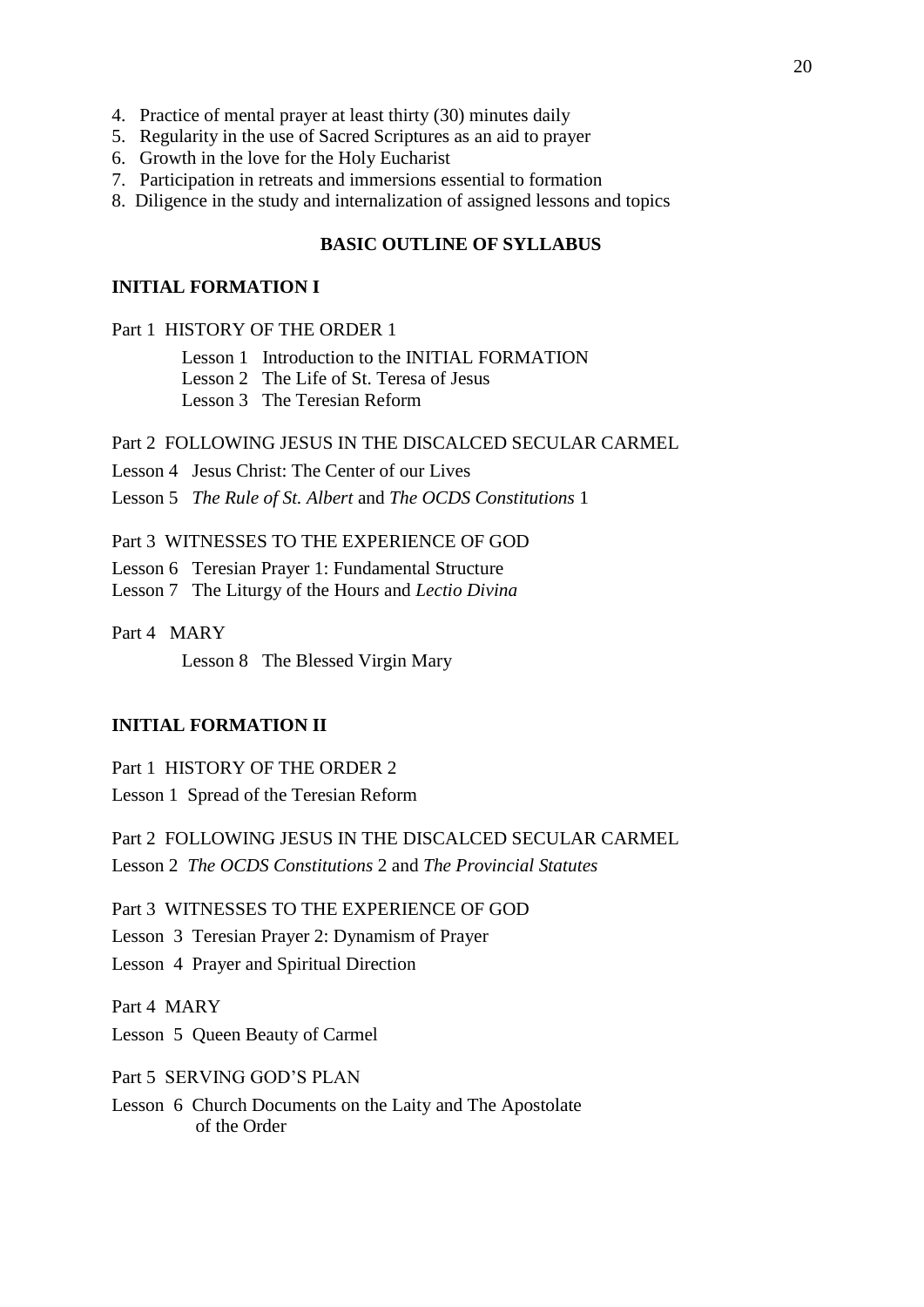4. Practice of mental prayer at least thirty (30) minutes daily
5. Regularity in the use of Sacred Scriptures as an aid to prayer
6. Growth in the love for the Holy Eucharist
7. Participation in retreats and immersions essential to formation
8. Diligence in the study and internalization of assigned lessons and topics

## BASIC OUTLINE OF SYLLABUS

### INITIAL FORMATION I

Part 1 HISTORY OF THE ORDER 1

Lesson 1 Introduction to the INITIAL FORMATION
Lesson 2 The Life of St. Teresa of Jesus
Lesson 3 The Teresian Reform

Part 2 FOLLOWING JESUS IN THE DISCALCED SECULAR CARMEL

Lesson 4 Jesus Christ: The Center of our Lives

Lesson 5 *The Rule of St. Albert* and *The OCDS Constitutions* 1

Part 3 WITNESSES TO THE EXPERIENCE OF GOD

Lesson 6 Teresian Prayer 1: Fundamental Structure
Lesson 7 The Liturgy of the Hours and *Lectio Divina*

Part 4 MARY

Lesson 8 The Blessed Virgin Mary

### INITIAL FORMATION II

Part 1 HISTORY OF THE ORDER 2

Lesson 1 Spread of the Teresian Reform

Part 2 FOLLOWING JESUS IN THE DISCALCED SECULAR CARMEL

Lesson 2 *The OCDS Constitutions* 2 and *The Provincial Statutes*

Part 3 WITNESSES TO THE EXPERIENCE OF GOD

Lesson 3 Teresian Prayer 2: Dynamism of Prayer

Lesson 4 Prayer and Spiritual Direction

Part 4 MARY

Lesson 5 Queen Beauty of Carmel

Part 5 SERVING GOD'S PLAN

Lesson 6 Church Documents on the Laity and The Apostolate of the Order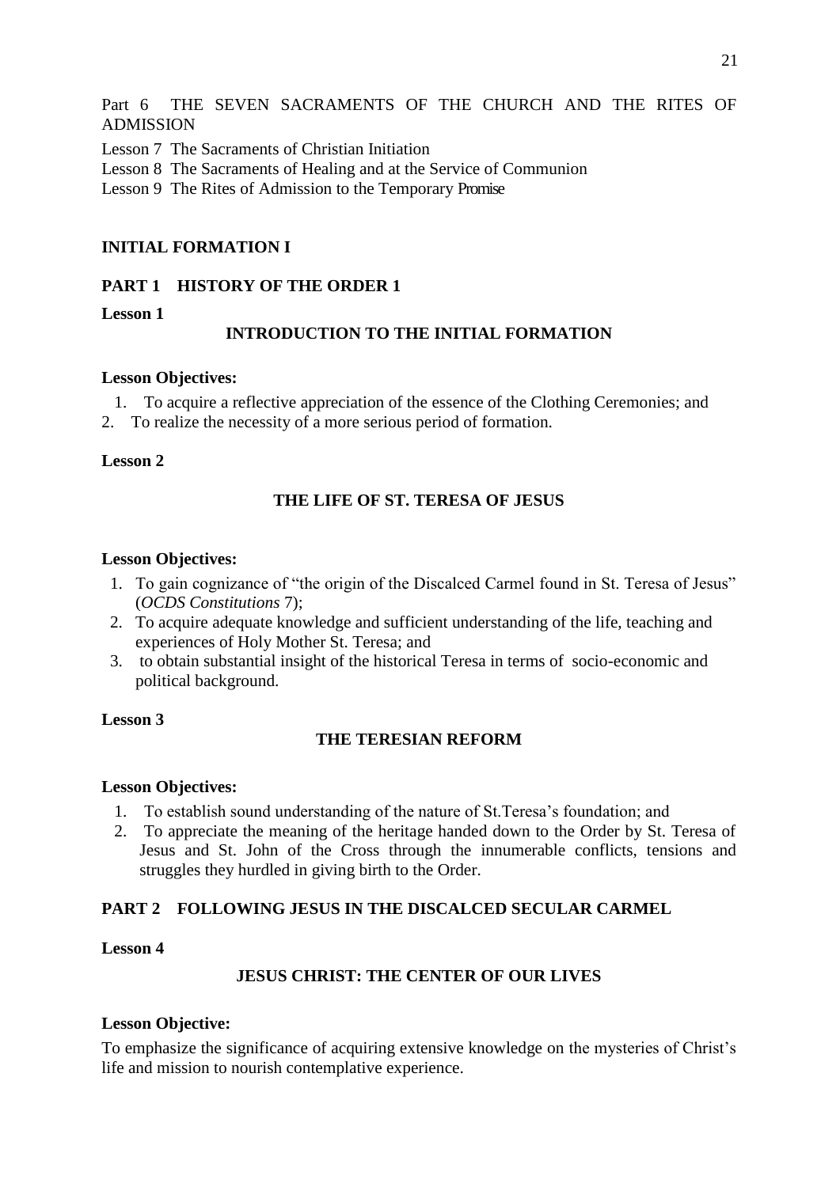Part 6 THE SEVEN SACRAMENTS OF THE CHURCH AND THE RITES OF ADMISSION

Lesson 7 The Sacraments of Christian Initiation
Lesson 8 The Sacraments of Healing and at the Service of Communion
Lesson 9 The Rites of Admission to the Temporary Promise

## INITIAL FORMATION I

### PART 1 HISTORY OF THE ORDER 1

**Lesson 1**

#### INTRODUCTION TO THE INITIAL FORMATION

**Lesson Objectives:**

1. To acquire a reflective appreciation of the essence of the Clothing Ceremonies; and
2. To realize the necessity of a more serious period of formation.

**Lesson 2**

#### THE LIFE OF ST. TERESA OF JESUS

**Lesson Objectives:**

1. To gain cognizance of "the origin of the Discalced Carmel found in St. Teresa of Jesus" (*OCDS Constitutions* 7);
2. To acquire adequate knowledge and sufficient understanding of the life, teaching and experiences of Holy Mother St. Teresa; and
3. to obtain substantial insight of the historical Teresa in terms of socio-economic and political background.

**Lesson 3**

#### THE TERESIAN REFORM

**Lesson Objectives:**

1. To establish sound understanding of the nature of St.Teresa's foundation; and
2. To appreciate the meaning of the heritage handed down to the Order by St. Teresa of Jesus and St. John of the Cross through the innumerable conflicts, tensions and struggles they hurdled in giving birth to the Order.

### PART 2 FOLLOWING JESUS IN THE DISCALCED SECULAR CARMEL

**Lesson 4**

#### JESUS CHRIST: THE CENTER OF OUR LIVES

**Lesson Objective:**

To emphasize the significance of acquiring extensive knowledge on the mysteries of Christ's life and mission to nourish contemplative experience.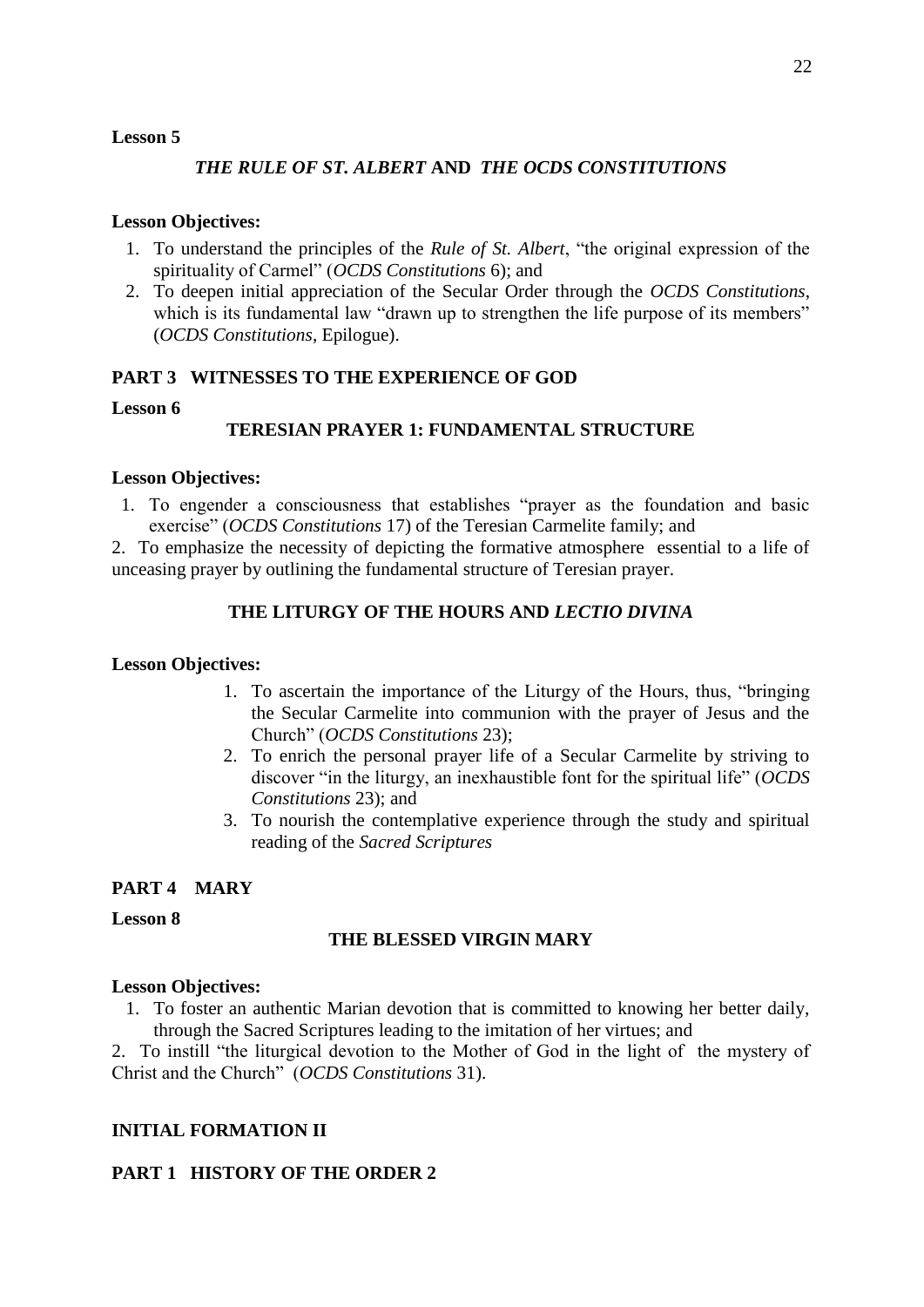**Lesson 5**

***THE RULE OF ST. ALBERT* AND *THE OCDS CONSTITUTIONS***

**Lesson Objectives:**

1. To understand the principles of the *Rule of St. Albert*, "the original expression of the spirituality of Carmel" (*OCDS Constitutions* 6); and
2. To deepen initial appreciation of the Secular Order through the *OCDS Constitutions*, which is its fundamental law "drawn up to strengthen the life purpose of its members" (*OCDS Constitutions*, Epilogue).

## PART 3 WITNESSES TO THE EXPERIENCE OF GOD

**Lesson 6**

**TERESIAN PRAYER 1: FUNDAMENTAL STRUCTURE**

**Lesson Objectives:**

1. To engender a consciousness that establishes "prayer as the foundation and basic exercise" (*OCDS Constitutions* 17) of the Teresian Carmelite family; and
2. To emphasize the necessity of depicting the formative atmosphere essential to a life of unceasing prayer by outlining the fundamental structure of Teresian prayer.

**THE LITURGY OF THE HOURS AND *LECTIO DIVINA***

**Lesson Objectives:**

1. To ascertain the importance of the Liturgy of the Hours, thus, "bringing the Secular Carmelite into communion with the prayer of Jesus and the Church" (*OCDS Constitutions* 23);
2. To enrich the personal prayer life of a Secular Carmelite by striving to discover "in the liturgy, an inexhaustible font for the spiritual life" (*OCDS Constitutions* 23); and
3. To nourish the contemplative experience through the study and spiritual reading of the *Sacred Scriptures*

## PART 4 MARY

**Lesson 8**

**THE BLESSED VIRGIN MARY**

**Lesson Objectives:**

1. To foster an authentic Marian devotion that is committed to knowing her better daily, through the Sacred Scriptures leading to the imitation of her virtues; and
2. To instill "the liturgical devotion to the Mother of God in the light of the mystery of Christ and the Church" (*OCDS Constitutions* 31).

## INITIAL FORMATION II

## PART 1 HISTORY OF THE ORDER 2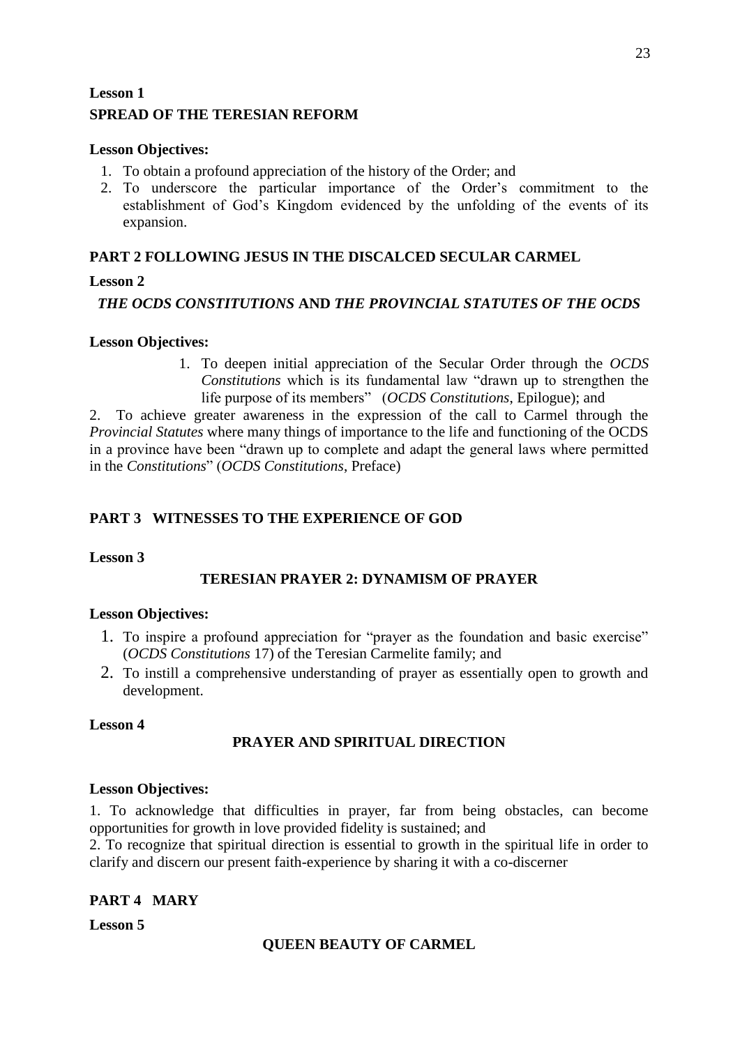**Lesson 1**

**SPREAD OF THE TERESIAN REFORM**

**Lesson Objectives:**

1. To obtain a profound appreciation of the history of the Order; and
2. To underscore the particular importance of the Order's commitment to the establishment of God's Kingdom evidenced by the unfolding of the events of its expansion.

## PART 2 FOLLOWING JESUS IN THE DISCALCED SECULAR CARMEL

**Lesson 2**

***THE OCDS CONSTITUTIONS* AND *THE PROVINCIAL STATUTES OF THE OCDS***

**Lesson Objectives:**

1. To deepen initial appreciation of the Secular Order through the *OCDS Constitutions* which is its fundamental law "drawn up to strengthen the life purpose of its members" (*OCDS Constitutions*, Epilogue); and
2. To achieve greater awareness in the expression of the call to Carmel through the *Provincial Statutes* where many things of importance to the life and functioning of the OCDS in a province have been "drawn up to complete and adapt the general laws where permitted in the *Constitutions*" (*OCDS Constitutions*, Preface)

## PART 3 WITNESSES TO THE EXPERIENCE OF GOD

**Lesson 3**

**TERESIAN PRAYER 2: DYNAMISM OF PRAYER**

**Lesson Objectives:**

1. To inspire a profound appreciation for "prayer as the foundation and basic exercise" (*OCDS Constitutions* 17) of the Teresian Carmelite family; and
2. To instill a comprehensive understanding of prayer as essentially open to growth and development.

**Lesson 4**

**PRAYER AND SPIRITUAL DIRECTION**

**Lesson Objectives:**

1. To acknowledge that difficulties in prayer, far from being obstacles, can become opportunities for growth in love provided fidelity is sustained; and
2. To recognize that spiritual direction is essential to growth in the spiritual life in order to clarify and discern our present faith-experience by sharing it with a co-discerner

## PART 4 MARY

**Lesson 5**

**QUEEN BEAUTY OF CARMEL**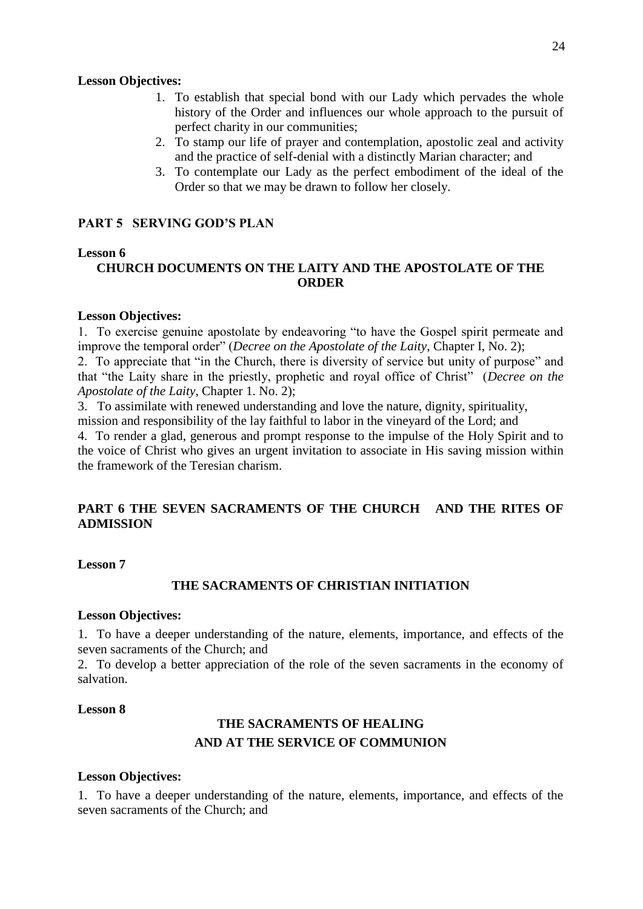**Lesson Objectives:**

1. To establish that special bond with our Lady which pervades the whole history of the Order and influences our whole approach to the pursuit of perfect charity in our communities;
2. To stamp our life of prayer and contemplation, apostolic zeal and activity and the practice of self-denial with a distinctly Marian character; and
3. To contemplate our Lady as the perfect embodiment of the ideal of the Order so that we may be drawn to follow her closely.

## PART 5 SERVING GOD'S PLAN

**Lesson 6**

### CHURCH DOCUMENTS ON THE LAITY AND THE APOSTOLATE OF THE ORDER

**Lesson Objectives:**

1. To exercise genuine apostolate by endeavoring "to have the Gospel spirit permeate and improve the temporal order" (*Decree on the Apostolate of the Laity*, Chapter I, No. 2);
2. To appreciate that "in the Church, there is diversity of service but unity of purpose" and that "the Laity share in the priestly, prophetic and royal office of Christ" (*Decree on the Apostolate of the Laity*, Chapter 1. No. 2);
3. To assimilate with renewed understanding and love the nature, dignity, spirituality, mission and responsibility of the lay faithful to labor in the vineyard of the Lord; and
4. To render a glad, generous and prompt response to the impulse of the Holy Spirit and to the voice of Christ who gives an urgent invitation to associate in His saving mission within the framework of the Teresian charism.

## PART 6 THE SEVEN SACRAMENTS OF THE CHURCH AND THE RITES OF ADMISSION

**Lesson 7**

### THE SACRAMENTS OF CHRISTIAN INITIATION

**Lesson Objectives:**

1. To have a deeper understanding of the nature, elements, importance, and effects of the seven sacraments of the Church; and
2. To develop a better appreciation of the role of the seven sacraments in the economy of salvation.

**Lesson 8**

### THE SACRAMENTS OF HEALING AND AT THE SERVICE OF COMMUNION

**Lesson Objectives:**

1. To have a deeper understanding of the nature, elements, importance, and effects of the seven sacraments of the Church; and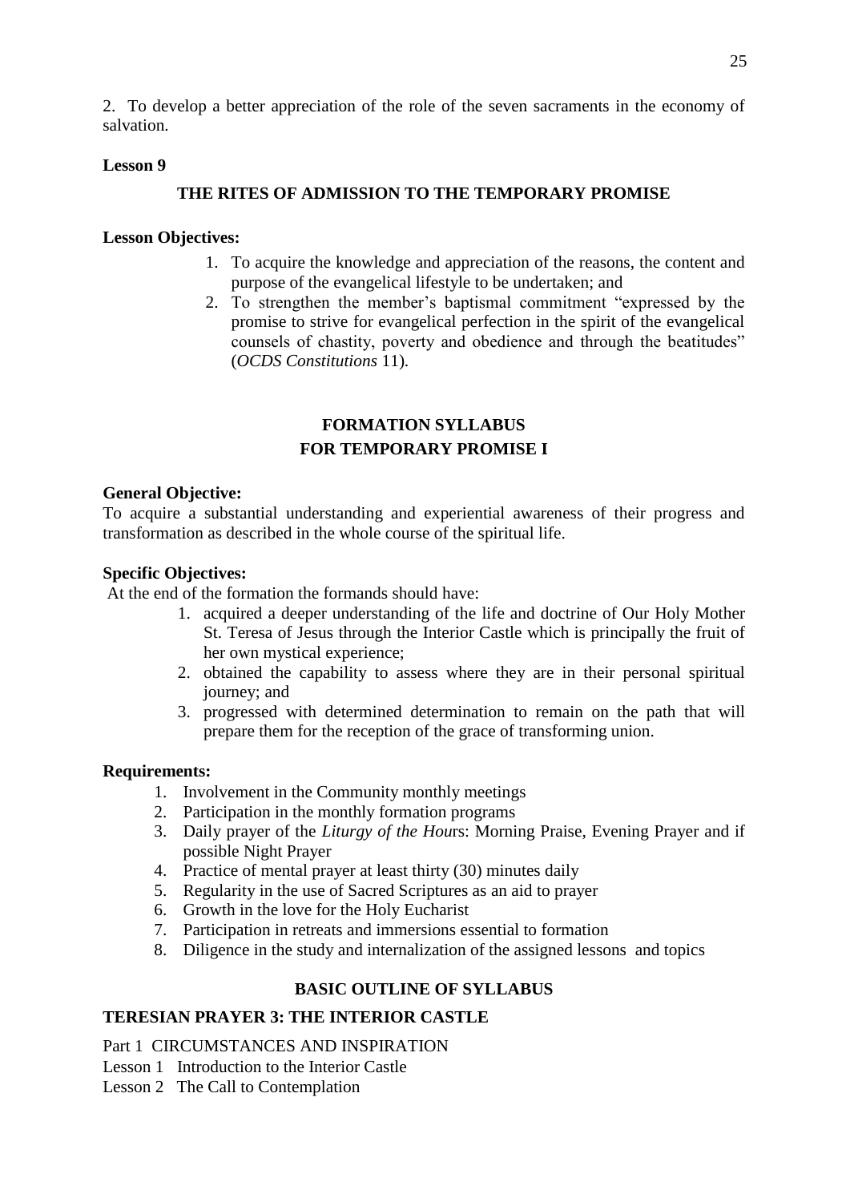2. To develop a better appreciation of the role of the seven sacraments in the economy of salvation.

**Lesson 9**

**THE RITES OF ADMISSION TO THE TEMPORARY PROMISE**

**Lesson Objectives:**

1. To acquire the knowledge and appreciation of the reasons, the content and purpose of the evangelical lifestyle to be undertaken; and
2. To strengthen the member's baptismal commitment "expressed by the promise to strive for evangelical perfection in the spirit of the evangelical counsels of chastity, poverty and obedience and through the beatitudes" (*OCDS Constitutions* 11).

## FORMATION SYLLABUS FOR TEMPORARY PROMISE I

**General Objective:**
To acquire a substantial understanding and experiential awareness of their progress and transformation as described in the whole course of the spiritual life.

**Specific Objectives:**
At the end of the formation the formands should have:

1. acquired a deeper understanding of the life and doctrine of Our Holy Mother St. Teresa of Jesus through the Interior Castle which is principally the fruit of her own mystical experience;
2. obtained the capability to assess where they are in their personal spiritual journey; and
3. progressed with determined determination to remain on the path that will prepare them for the reception of the grace of transforming union.

**Requirements:**

1. Involvement in the Community monthly meetings
2. Participation in the monthly formation programs
3. Daily prayer of the *Liturgy of the Hou*rs: Morning Praise, Evening Prayer and if possible Night Prayer
4. Practice of mental prayer at least thirty (30) minutes daily
5. Regularity in the use of Sacred Scriptures as an aid to prayer
6. Growth in the love for the Holy Eucharist
7. Participation in retreats and immersions essential to formation
8. Diligence in the study and internalization of the assigned lessons and topics

### BASIC OUTLINE OF SYLLABUS

**TERESIAN PRAYER 3: THE INTERIOR CASTLE**

Part 1 CIRCUMSTANCES AND INSPIRATION
Lesson 1 Introduction to the Interior Castle
Lesson 2 The Call to Contemplation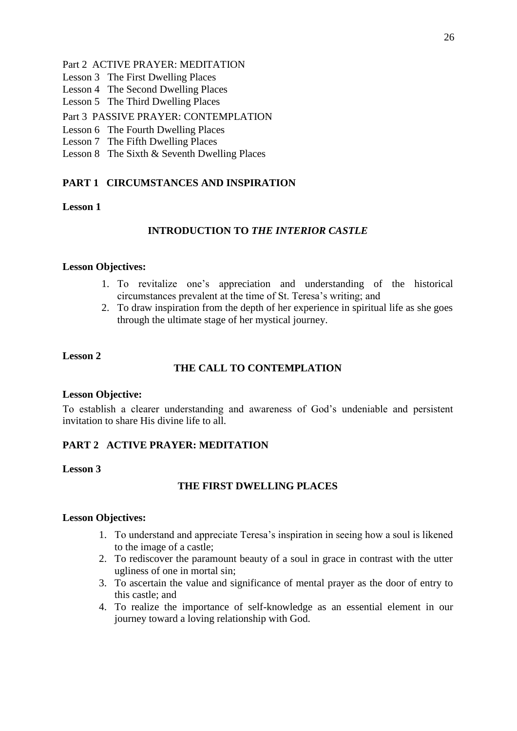Part 2 ACTIVE PRAYER: MEDITATION
Lesson 3 The First Dwelling Places
Lesson 4 The Second Dwelling Places
Lesson 5 The Third Dwelling Places

Part 3 PASSIVE PRAYER: CONTEMPLATION
Lesson 6 The Fourth Dwelling Places
Lesson 7 The Fifth Dwelling Places
Lesson 8 The Sixth & Seventh Dwelling Places

## PART 1 CIRCUMSTANCES AND INSPIRATION

**Lesson 1**

### INTRODUCTION TO *THE INTERIOR CASTLE*

**Lesson Objectives:**

1. To revitalize one's appreciation and understanding of the historical circumstances prevalent at the time of St. Teresa's writing; and
2. To draw inspiration from the depth of her experience in spiritual life as she goes through the ultimate stage of her mystical journey.

**Lesson 2**

### THE CALL TO CONTEMPLATION

**Lesson Objective:**

To establish a clearer understanding and awareness of God's undeniable and persistent invitation to share His divine life to all.

## PART 2 ACTIVE PRAYER: MEDITATION

**Lesson 3**

### THE FIRST DWELLING PLACES

**Lesson Objectives:**

1. To understand and appreciate Teresa's inspiration in seeing how a soul is likened to the image of a castle;
2. To rediscover the paramount beauty of a soul in grace in contrast with the utter ugliness of one in mortal sin;
3. To ascertain the value and significance of mental prayer as the door of entry to this castle; and
4. To realize the importance of self-knowledge as an essential element in our journey toward a loving relationship with God.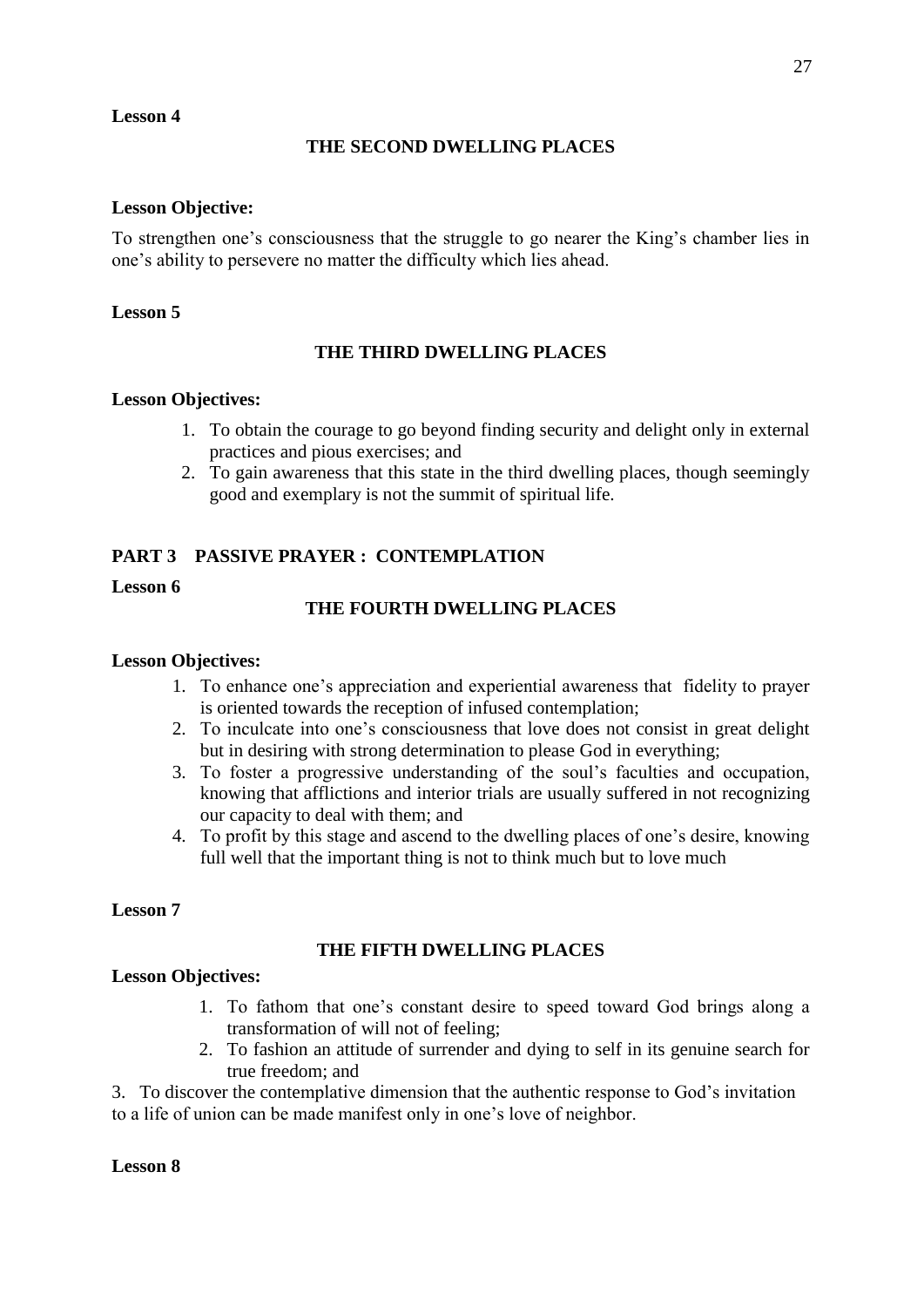**Lesson 4**

### THE SECOND DWELLING PLACES

**Lesson Objective:**

To strengthen one's consciousness that the struggle to go nearer the King's chamber lies in one's ability to persevere no matter the difficulty which lies ahead.

**Lesson 5**

### THE THIRD DWELLING PLACES

**Lesson Objectives:**

1. To obtain the courage to go beyond finding security and delight only in external practices and pious exercises; and
2. To gain awareness that this state in the third dwelling places, though seemingly good and exemplary is not the summit of spiritual life.

## PART 3 PASSIVE PRAYER : CONTEMPLATION

**Lesson 6**

### THE FOURTH DWELLING PLACES

**Lesson Objectives:**

1. To enhance one's appreciation and experiential awareness that fidelity to prayer is oriented towards the reception of infused contemplation;
2. To inculcate into one's consciousness that love does not consist in great delight but in desiring with strong determination to please God in everything;
3. To foster a progressive understanding of the soul's faculties and occupation, knowing that afflictions and interior trials are usually suffered in not recognizing our capacity to deal with them; and
4. To profit by this stage and ascend to the dwelling places of one's desire, knowing full well that the important thing is not to think much but to love much

**Lesson 7**

### THE FIFTH DWELLING PLACES

**Lesson Objectives:**

1. To fathom that one's constant desire to speed toward God brings along a transformation of will not of feeling;
2. To fashion an attitude of surrender and dying to self in its genuine search for true freedom; and
3. To discover the contemplative dimension that the authentic response to God's invitation to a life of union can be made manifest only in one's love of neighbor.

**Lesson 8**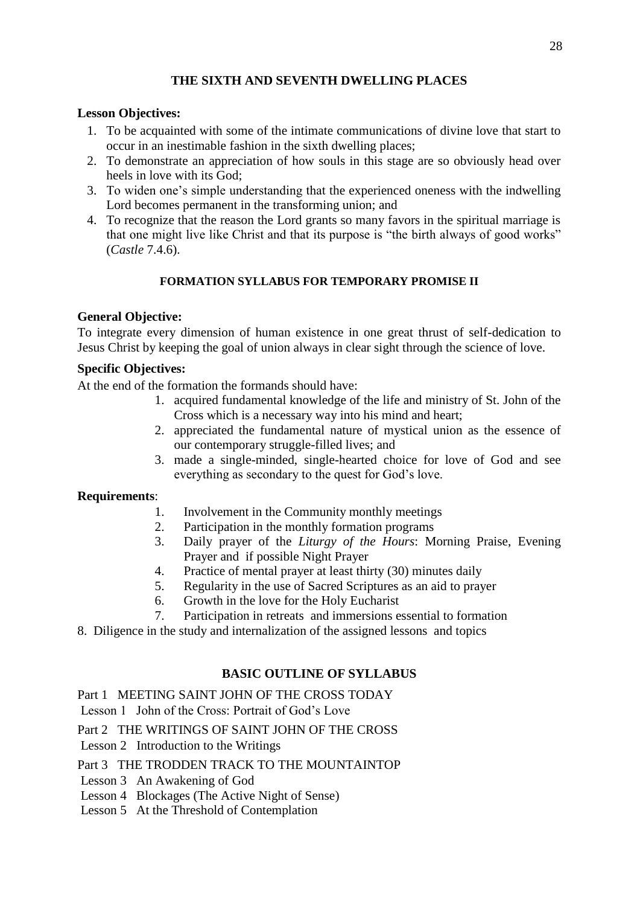## THE SIXTH AND SEVENTH DWELLING PLACES

**Lesson Objectives:**

1. To be acquainted with some of the intimate communications of divine love that start to occur in an inestimable fashion in the sixth dwelling places;
2. To demonstrate an appreciation of how souls in this stage are so obviously head over heels in love with its God;
3. To widen one's simple understanding that the experienced oneness with the indwelling Lord becomes permanent in the transforming union; and
4. To recognize that the reason the Lord grants so many favors in the spiritual marriage is that one might live like Christ and that its purpose is "the birth always of good works" (*Castle* 7.4.6).

## FORMATION SYLLABUS FOR TEMPORARY PROMISE II

**General Objective:**

To integrate every dimension of human existence in one great thrust of self-dedication to Jesus Christ by keeping the goal of union always in clear sight through the science of love.

**Specific Objectives:**

At the end of the formation the formands should have:

1. acquired fundamental knowledge of the life and ministry of St. John of the Cross which is a necessary way into his mind and heart;
2. appreciated the fundamental nature of mystical union as the essence of our contemporary struggle-filled lives; and
3. made a single-minded, single-hearted choice for love of God and see everything as secondary to the quest for God's love.

**Requirements**:

1. Involvement in the Community monthly meetings
2. Participation in the monthly formation programs
3. Daily prayer of the *Liturgy of the Hours*: Morning Praise, Evening Prayer and if possible Night Prayer
4. Practice of mental prayer at least thirty (30) minutes daily
5. Regularity in the use of Sacred Scriptures as an aid to prayer
6. Growth in the love for the Holy Eucharist
7. Participation in retreats and immersions essential to formation
8. Diligence in the study and internalization of the assigned lessons and topics

## BASIC OUTLINE OF SYLLABUS

Part 1 MEETING SAINT JOHN OF THE CROSS TODAY

Lesson 1 John of the Cross: Portrait of God's Love

Part 2 THE WRITINGS OF SAINT JOHN OF THE CROSS

Lesson 2 Introduction to the Writings

Part 3 THE TRODDEN TRACK TO THE MOUNTAINTOP

Lesson 3 An Awakening of God

Lesson 4 Blockages (The Active Night of Sense)

Lesson 5 At the Threshold of Contemplation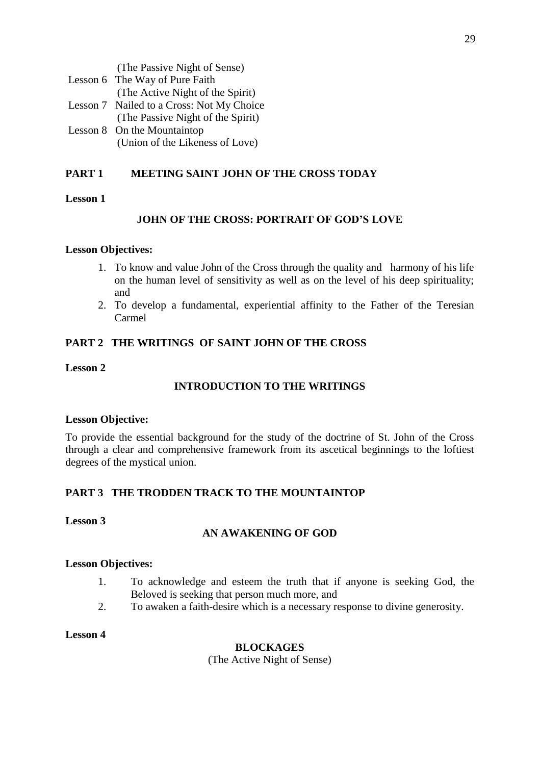(The Passive Night of Sense)

Lesson 6 The Way of Pure Faith
(The Active Night of the Spirit)

Lesson 7 Nailed to a Cross: Not My Choice
(The Passive Night of the Spirit)

Lesson 8 On the Mountaintop
(Union of the Likeness of Love)

## PART 1 MEETING SAINT JOHN OF THE CROSS TODAY

**Lesson 1**

### JOHN OF THE CROSS: PORTRAIT OF GOD'S LOVE

**Lesson Objectives:**

1. To know and value John of the Cross through the quality and harmony of his life on the human level of sensitivity as well as on the level of his deep spirituality; and
2. To develop a fundamental, experiential affinity to the Father of the Teresian Carmel

## PART 2 THE WRITINGS OF SAINT JOHN OF THE CROSS

**Lesson 2**

### INTRODUCTION TO THE WRITINGS

**Lesson Objective:**

To provide the essential background for the study of the doctrine of St. John of the Cross through a clear and comprehensive framework from its ascetical beginnings to the loftiest degrees of the mystical union.

## PART 3 THE TRODDEN TRACK TO THE MOUNTAINTOP

**Lesson 3**

### AN AWAKENING OF GOD

**Lesson Objectives:**

1. To acknowledge and esteem the truth that if anyone is seeking God, the Beloved is seeking that person much more, and
2. To awaken a faith-desire which is a necessary response to divine generosity.

**Lesson 4**

### BLOCKAGES

(The Active Night of Sense)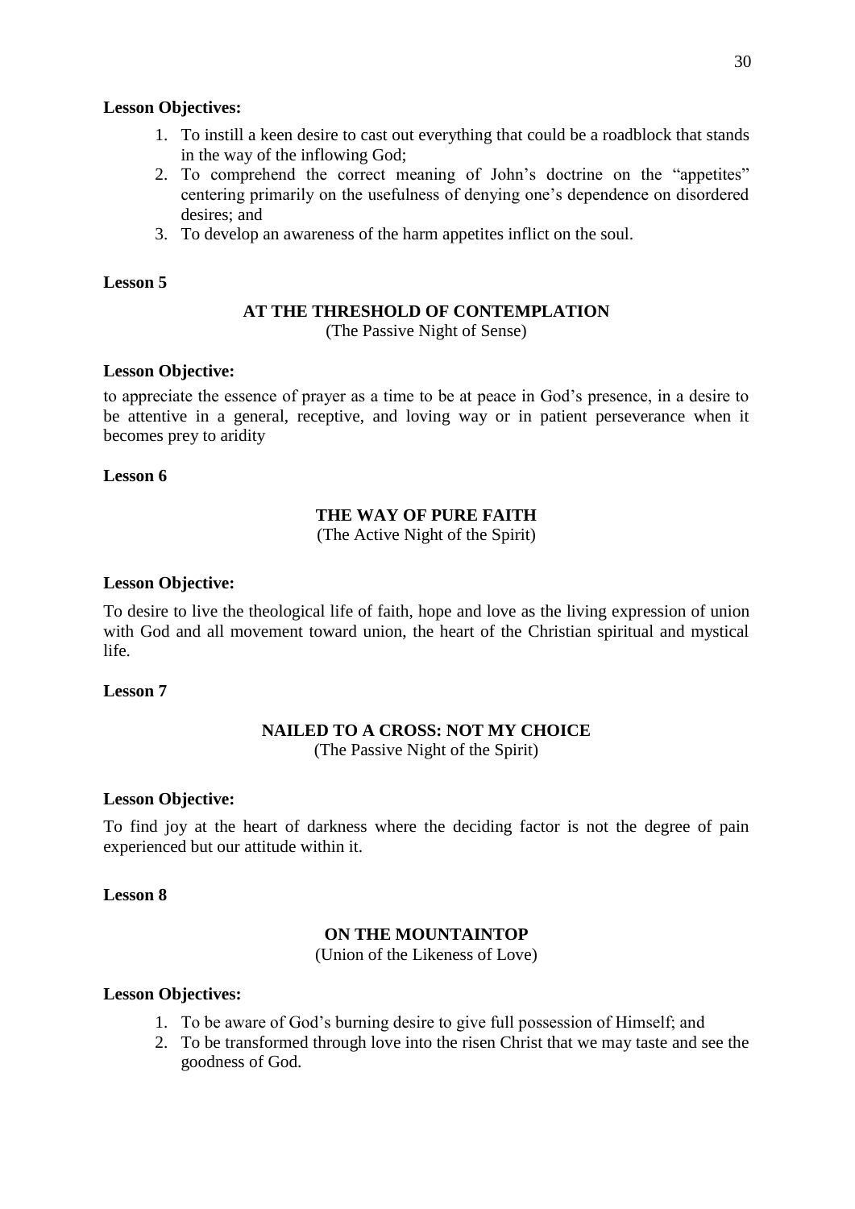**Lesson Objectives:**

1. To instill a keen desire to cast out everything that could be a roadblock that stands in the way of the inflowing God;
2. To comprehend the correct meaning of John's doctrine on the "appetites" centering primarily on the usefulness of denying one's dependence on disordered desires; and
3. To develop an awareness of the harm appetites inflict on the soul.

**Lesson 5**

## AT THE THRESHOLD OF CONTEMPLATION

(The Passive Night of Sense)

**Lesson Objective:**

to appreciate the essence of prayer as a time to be at peace in God's presence, in a desire to be attentive in a general, receptive, and loving way or in patient perseverance when it becomes prey to aridity

**Lesson 6**

## THE WAY OF PURE FAITH

(The Active Night of the Spirit)

**Lesson Objective:**

To desire to live the theological life of faith, hope and love as the living expression of union with God and all movement toward union, the heart of the Christian spiritual and mystical life.

**Lesson 7**

## NAILED TO A CROSS: NOT MY CHOICE

(The Passive Night of the Spirit)

**Lesson Objective:**

To find joy at the heart of darkness where the deciding factor is not the degree of pain experienced but our attitude within it.

**Lesson 8**

## ON THE MOUNTAINTOP

(Union of the Likeness of Love)

**Lesson Objectives:**

1. To be aware of God's burning desire to give full possession of Himself; and
2. To be transformed through love into the risen Christ that we may taste and see the goodness of God.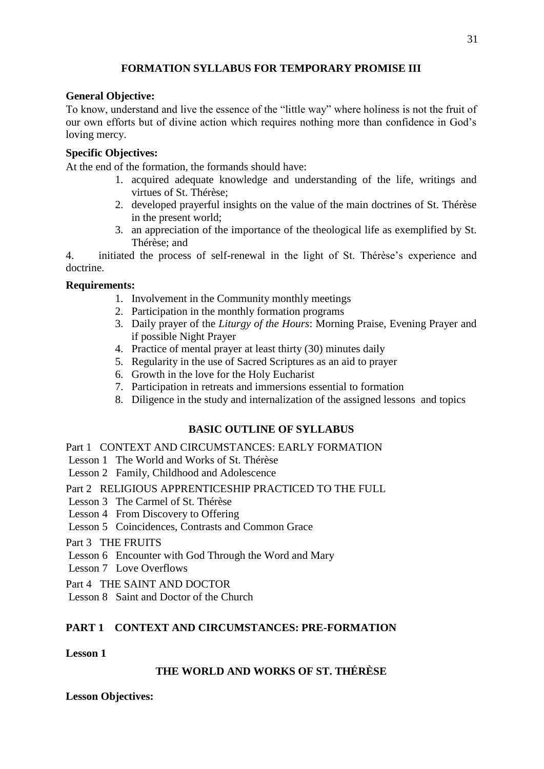## FORMATION SYLLABUS FOR TEMPORARY PROMISE III

**General Objective:**

To know, understand and live the essence of the "little way" where holiness is not the fruit of our own efforts but of divine action which requires nothing more than confidence in God's loving mercy.

**Specific Objectives:**

At the end of the formation, the formands should have:

1. acquired adequate knowledge and understanding of the life, writings and virtues of St. Thérèse;
2. developed prayerful insights on the value of the main doctrines of St. Thérèse in the present world;
3. an appreciation of the importance of the theological life as exemplified by St. Thérèse; and
4. initiated the process of self-renewal in the light of St. Thérèse's experience and doctrine.

**Requirements:**

1. Involvement in the Community monthly meetings
2. Participation in the monthly formation programs
3. Daily prayer of the *Liturgy of the Hours*: Morning Praise, Evening Prayer and if possible Night Prayer
4. Practice of mental prayer at least thirty (30) minutes daily
5. Regularity in the use of Sacred Scriptures as an aid to prayer
6. Growth in the love for the Holy Eucharist
7. Participation in retreats and immersions essential to formation
8. Diligence in the study and internalization of the assigned lessons and topics

### BASIC OUTLINE OF SYLLABUS

Part 1 CONTEXT AND CIRCUMSTANCES: EARLY FORMATION
- Lesson 1 The World and Works of St. Thérèse
- Lesson 2 Family, Childhood and Adolescence

Part 2 RELIGIOUS APPRENTICESHIP PRACTICED TO THE FULL
- Lesson 3 The Carmel of St. Thérèse
- Lesson 4 From Discovery to Offering
- Lesson 5 Coincidences, Contrasts and Common Grace

Part 3 THE FRUITS
- Lesson 6 Encounter with God Through the Word and Mary
- Lesson 7 Love Overflows

Part 4 THE SAINT AND DOCTOR
- Lesson 8 Saint and Doctor of the Church

## PART 1 CONTEXT AND CIRCUMSTANCES: PRE-FORMATION

**Lesson 1**

### THE WORLD AND WORKS OF ST. THÉRÈSE

**Lesson Objectives:**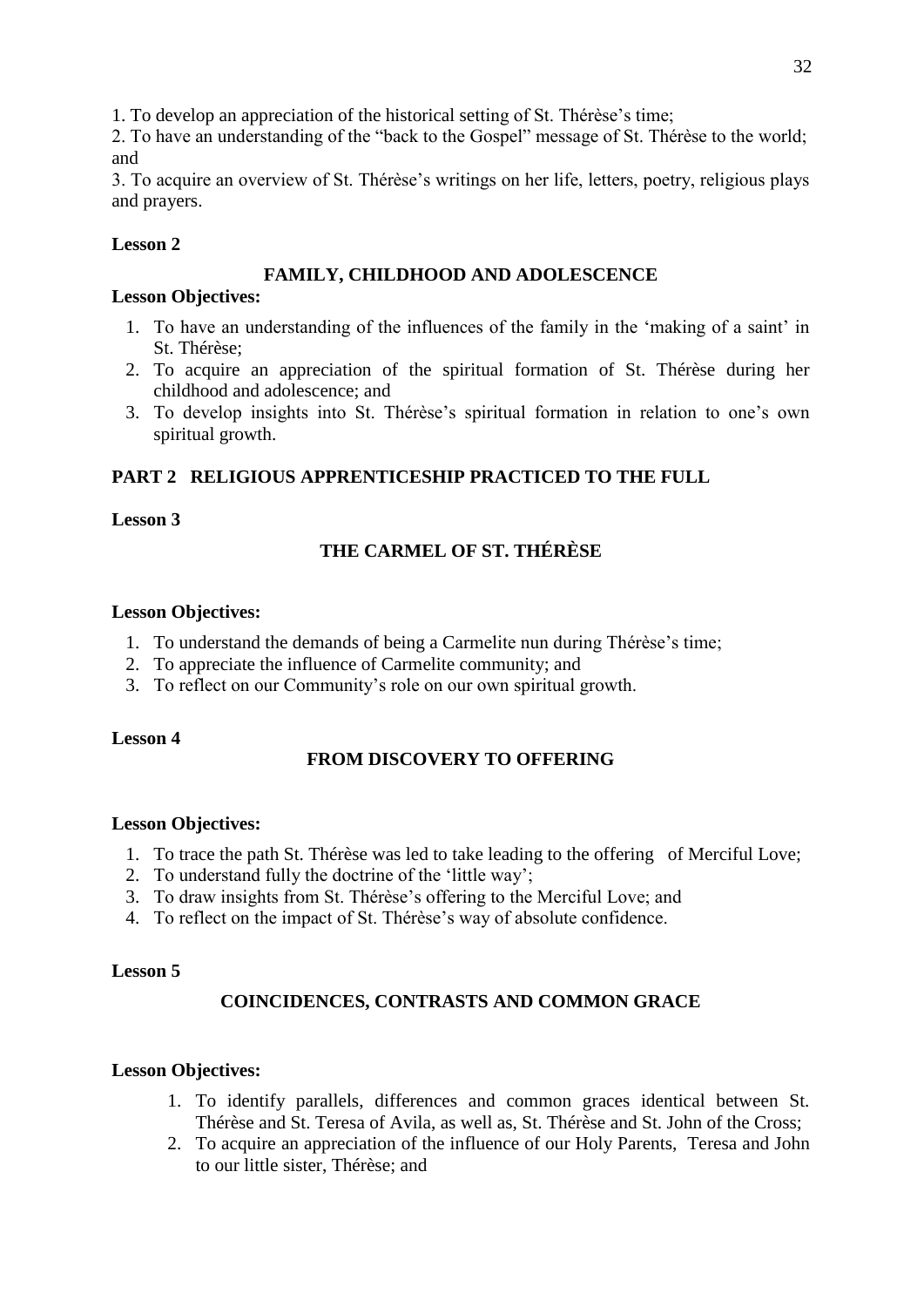1. To develop an appreciation of the historical setting of St. Thérèse's time;
2. To have an understanding of the "back to the Gospel" message of St. Thérèse to the world; and
3. To acquire an overview of St. Thérèse's writings on her life, letters, poetry, religious plays and prayers.

**Lesson 2**

### FAMILY, CHILDHOOD AND ADOLESCENCE

**Lesson Objectives:**

1. To have an understanding of the influences of the family in the 'making of a saint' in St. Thérèse;
2. To acquire an appreciation of the spiritual formation of St. Thérèse during her childhood and adolescence; and
3. To develop insights into St. Thérèse's spiritual formation in relation to one's own spiritual growth.

## PART 2 RELIGIOUS APPRENTICESHIP PRACTICED TO THE FULL

**Lesson 3**

### THE CARMEL OF ST. THÉRÈSE

**Lesson Objectives:**

1. To understand the demands of being a Carmelite nun during Thérèse's time;
2. To appreciate the influence of Carmelite community; and
3. To reflect on our Community's role on our own spiritual growth.

**Lesson 4**

### FROM DISCOVERY TO OFFERING

**Lesson Objectives:**

1. To trace the path St. Thérèse was led to take leading to the offering of Merciful Love;
2. To understand fully the doctrine of the 'little way';
3. To draw insights from St. Thérèse's offering to the Merciful Love; and
4. To reflect on the impact of St. Thérèse's way of absolute confidence.

**Lesson 5**

### COINCIDENCES, CONTRASTS AND COMMON GRACE

**Lesson Objectives:**

1. To identify parallels, differences and common graces identical between St. Thérèse and St. Teresa of Avila, as well as, St. Thérèse and St. John of the Cross;
2. To acquire an appreciation of the influence of our Holy Parents, Teresa and John to our little sister, Thérèse; and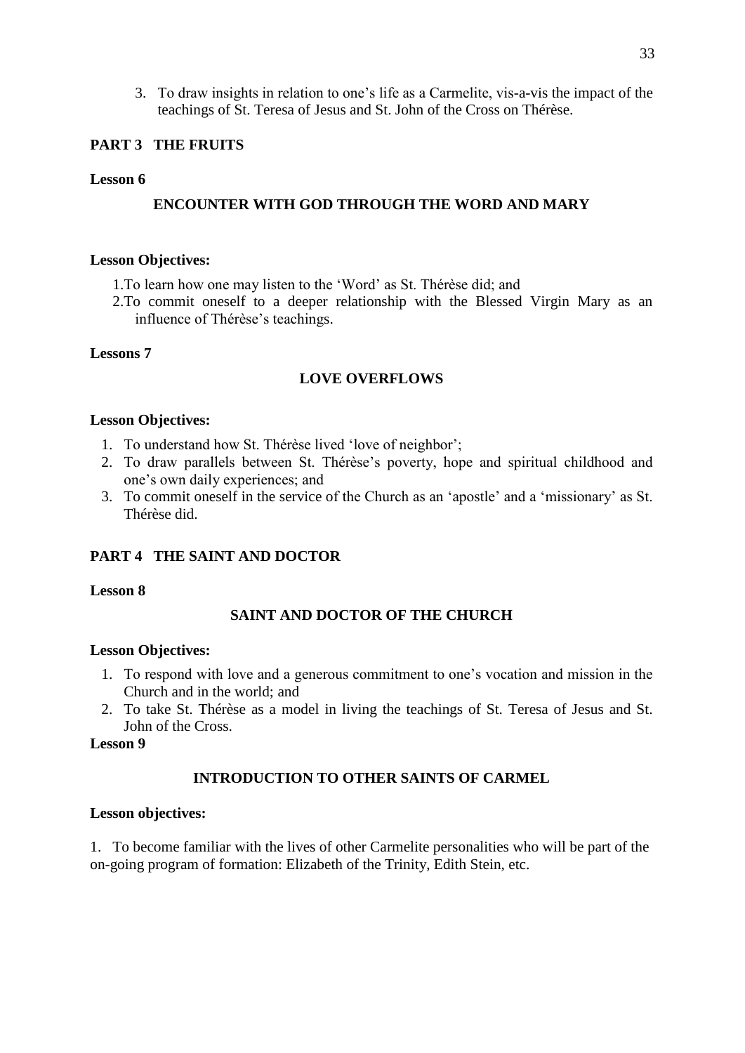3. To draw insights in relation to one's life as a Carmelite, vis-a-vis the impact of the teachings of St. Teresa of Jesus and St. John of the Cross on Thérèse.

## PART 3 THE FRUITS

**Lesson 6**

### ENCOUNTER WITH GOD THROUGH THE WORD AND MARY

**Lesson Objectives:**

1. To learn how one may listen to the 'Word' as St. Thérèse did; and
2. To commit oneself to a deeper relationship with the Blessed Virgin Mary as an influence of Thérèse's teachings.

**Lessons 7**

### LOVE OVERFLOWS

**Lesson Objectives:**

1. To understand how St. Thérèse lived 'love of neighbor';
2. To draw parallels between St. Thérèse's poverty, hope and spiritual childhood and one's own daily experiences; and
3. To commit oneself in the service of the Church as an 'apostle' and a 'missionary' as St. Thérèse did.

## PART 4 THE SAINT AND DOCTOR

**Lesson 8**

### SAINT AND DOCTOR OF THE CHURCH

**Lesson Objectives:**

1. To respond with love and a generous commitment to one's vocation and mission in the Church and in the world; and
2. To take St. Thérèse as a model in living the teachings of St. Teresa of Jesus and St. John of the Cross.

**Lesson 9**

### INTRODUCTION TO OTHER SAINTS OF CARMEL

**Lesson objectives:**

1. To become familiar with the lives of other Carmelite personalities who will be part of the on-going program of formation: Elizabeth of the Trinity, Edith Stein, etc.